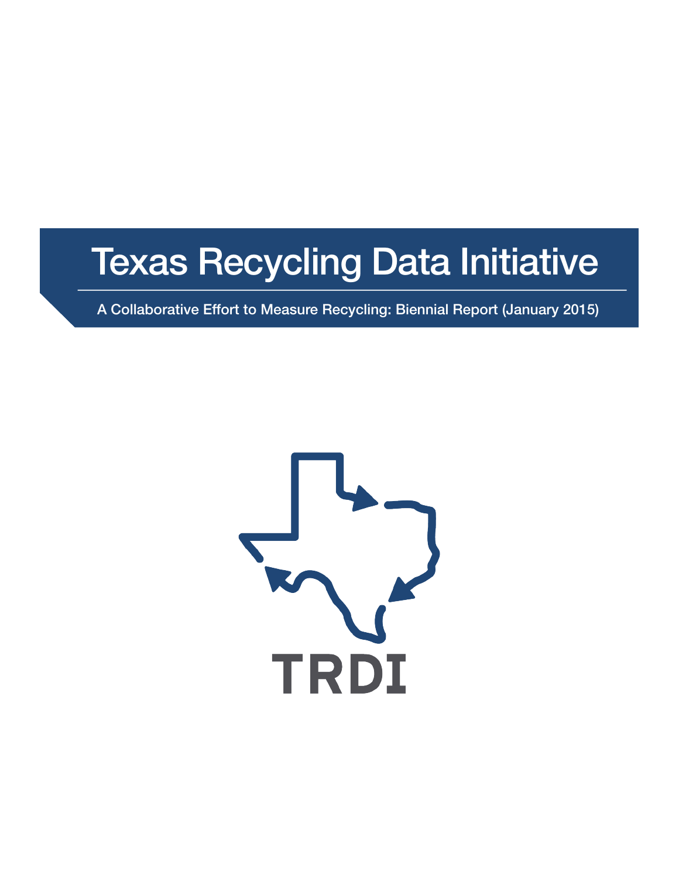# Texas Recycling Data Initiative

A Collaborative Effort to Measure Recycling: Biennial Report (January 2015)

TRDI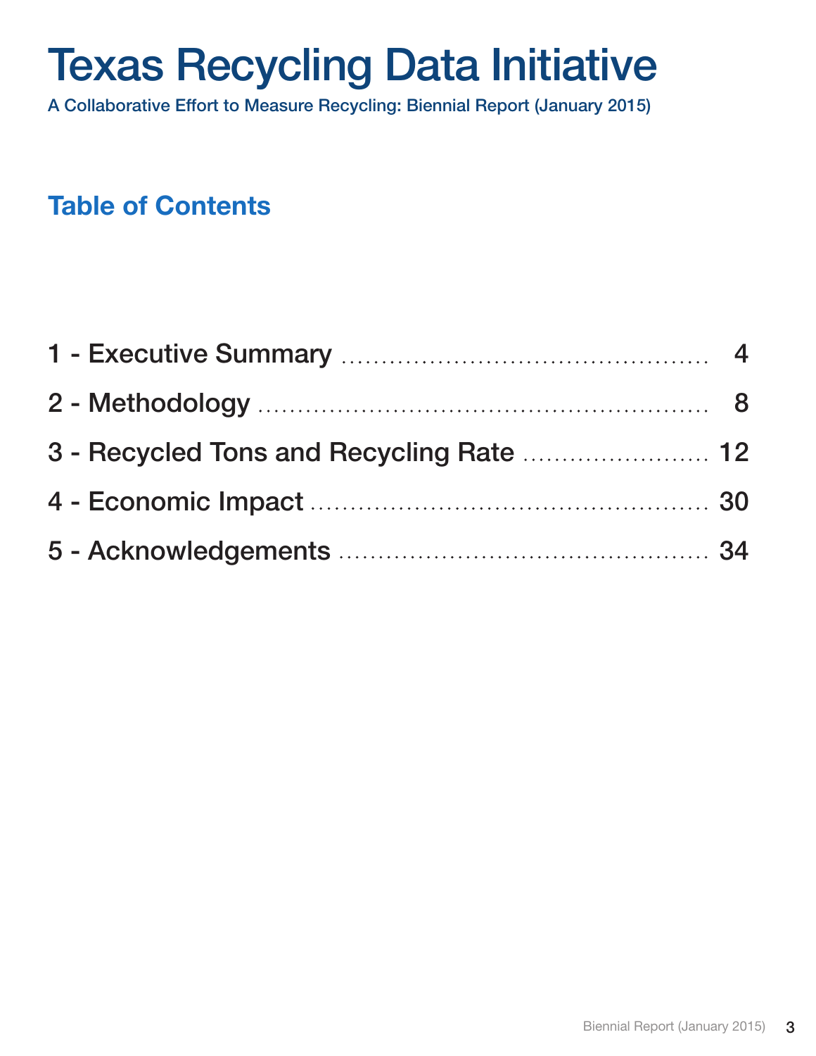# Texas Recycling Data Initiative

A Collaborative Effort to Measure Recycling: Biennial Report (January 2015)

## Table of Contents

1 - Executive Summary .......... 4

2 - Methodology .......... 8

3 - Recycled Tons and Recycling Rate .......... 12

4 - Economic Impact .......... 30

5 - Acknowledgements .......... 34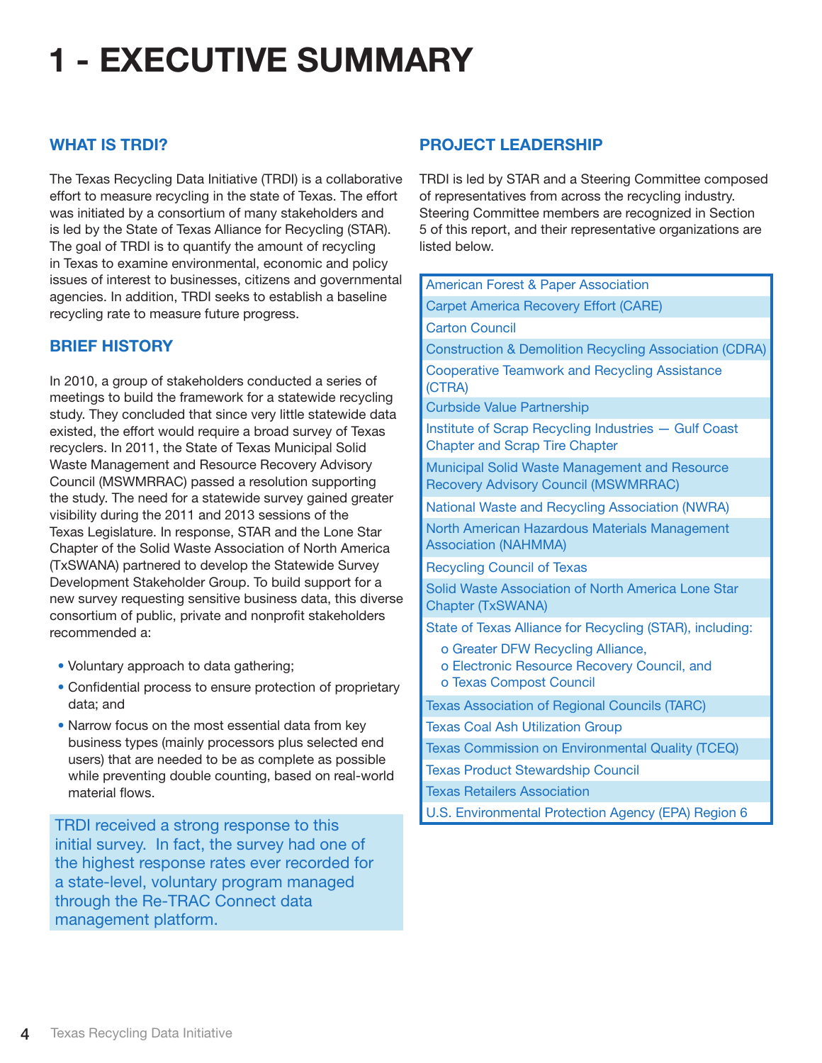# 1 - EXECUTIVE SUMMARY

## WHAT IS TRDI?

The Texas Recycling Data Initiative (TRDI) is a collaborative effort to measure recycling in the state of Texas. The effort was initiated by a consortium of many stakeholders and is led by the State of Texas Alliance for Recycling (STAR). The goal of TRDI is to quantify the amount of recycling in Texas to examine environmental, economic and policy issues of interest to businesses, citizens and governmental agencies. In addition, TRDI seeks to establish a baseline recycling rate to measure future progress.

## BRIEF HISTORY

In 2010, a group of stakeholders conducted a series of meetings to build the framework for a statewide recycling study. They concluded that since very little statewide data existed, the effort would require a broad survey of Texas recyclers. In 2011, the State of Texas Municipal Solid Waste Management and Resource Recovery Advisory Council (MSWMRRAC) passed a resolution supporting the study. The need for a statewide survey gained greater visibility during the 2011 and 2013 sessions of the Texas Legislature. In response, STAR and the Lone Star Chapter of the Solid Waste Association of North America (TxSWANA) partnered to develop the Statewide Survey Development Stakeholder Group. To build support for a new survey requesting sensitive business data, this diverse consortium of public, private and nonprofit stakeholders recommended a:

- Voluntary approach to data gathering;
- Confidential process to ensure protection of proprietary data; and
- Narrow focus on the most essential data from key business types (mainly processors plus selected end users) that are needed to be as complete as possible while preventing double counting, based on real-world material flows.

TRDI received a strong response to this initial survey. In fact, the survey had one of the highest response rates ever recorded for a state-level, voluntary program managed through the Re-TRAC Connect data management platform.

## PROJECT LEADERSHIP

TRDI is led by STAR and a Steering Committee composed of representatives from across the recycling industry. Steering Committee members are recognized in Section 5 of this report, and their representative organizations are listed below.

- American Forest & Paper Association
- Carpet America Recovery Effort (CARE)
- Carton Council
- Construction & Demolition Recycling Association (CDRA)
- Cooperative Teamwork and Recycling Assistance (CTRA)
- Curbside Value Partnership
- Institute of Scrap Recycling Industries — Gulf Coast Chapter and Scrap Tire Chapter
- Municipal Solid Waste Management and Resource Recovery Advisory Council (MSWMRRAC)
- National Waste and Recycling Association (NWRA)
- North American Hazardous Materials Management Association (NAHMMA)
- Recycling Council of Texas
- Solid Waste Association of North America Lone Star Chapter (TxSWANA)
- State of Texas Alliance for Recycling (STAR), including:
  - Greater DFW Recycling Alliance,
  - Electronic Resource Recovery Council, and
  - Texas Compost Council
- Texas Association of Regional Councils (TARC)
- Texas Coal Ash Utilization Group
- Texas Commission on Environmental Quality (TCEQ)
- Texas Product Stewardship Council
- Texas Retailers Association
- U.S. Environmental Protection Agency (EPA) Region 6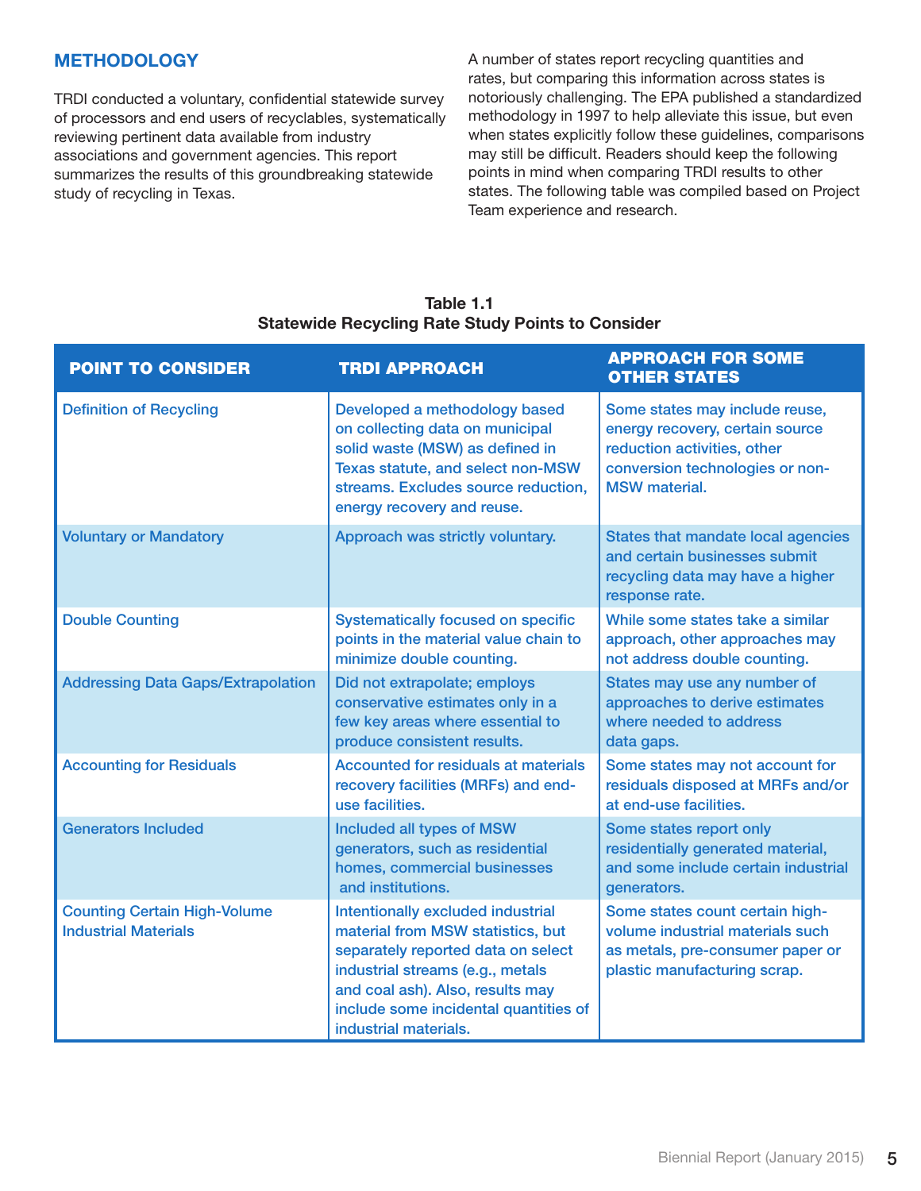## METHODOLOGY

TRDI conducted a voluntary, confidential statewide survey of processors and end users of recyclables, systematically reviewing pertinent data available from industry associations and government agencies. This report summarizes the results of this groundbreaking statewide study of recycling in Texas.

A number of states report recycling quantities and rates, but comparing this information across states is notoriously challenging. The EPA published a standardized methodology in 1997 to help alleviate this issue, but even when states explicitly follow these guidelines, comparisons may still be difficult. Readers should keep the following points in mind when comparing TRDI results to other states. The following table was compiled based on Project Team experience and research.

**Table 1.1**
**Statewide Recycling Rate Study Points to Consider**

| POINT TO CONSIDER | TRDI APPROACH | APPROACH FOR SOME OTHER STATES |
|---|---|---|
| Definition of Recycling | Developed a methodology based on collecting data on municipal solid waste (MSW) as defined in Texas statute, and select non-MSW streams. Excludes source reduction, energy recovery and reuse. | Some states may include reuse, energy recovery, certain source reduction activities, other conversion technologies or non-MSW material. |
| Voluntary or Mandatory | Approach was strictly voluntary. | States that mandate local agencies and certain businesses submit recycling data may have a higher response rate. |
| Double Counting | Systematically focused on specific points in the material value chain to minimize double counting. | While some states take a similar approach, other approaches may not address double counting. |
| Addressing Data Gaps/Extrapolation | Did not extrapolate; employs conservative estimates only in a few key areas where essential to produce consistent results. | States may use any number of approaches to derive estimates where needed to address data gaps. |
| Accounting for Residuals | Accounted for residuals at materials recovery facilities (MRFs) and end-use facilities. | Some states may not account for residuals disposed at MRFs and/or at end-use facilities. |
| Generators Included | Included all types of MSW generators, such as residential homes, commercial businesses and institutions. | Some states report only residentially generated material, and some include certain industrial generators. |
| Counting Certain High-Volume Industrial Materials | Intentionally excluded industrial material from MSW statistics, but separately reported data on select industrial streams (e.g., metals and coal ash). Also, results may include some incidental quantities of industrial materials. | Some states count certain high-volume industrial materials such as metals, pre-consumer paper or plastic manufacturing scrap. |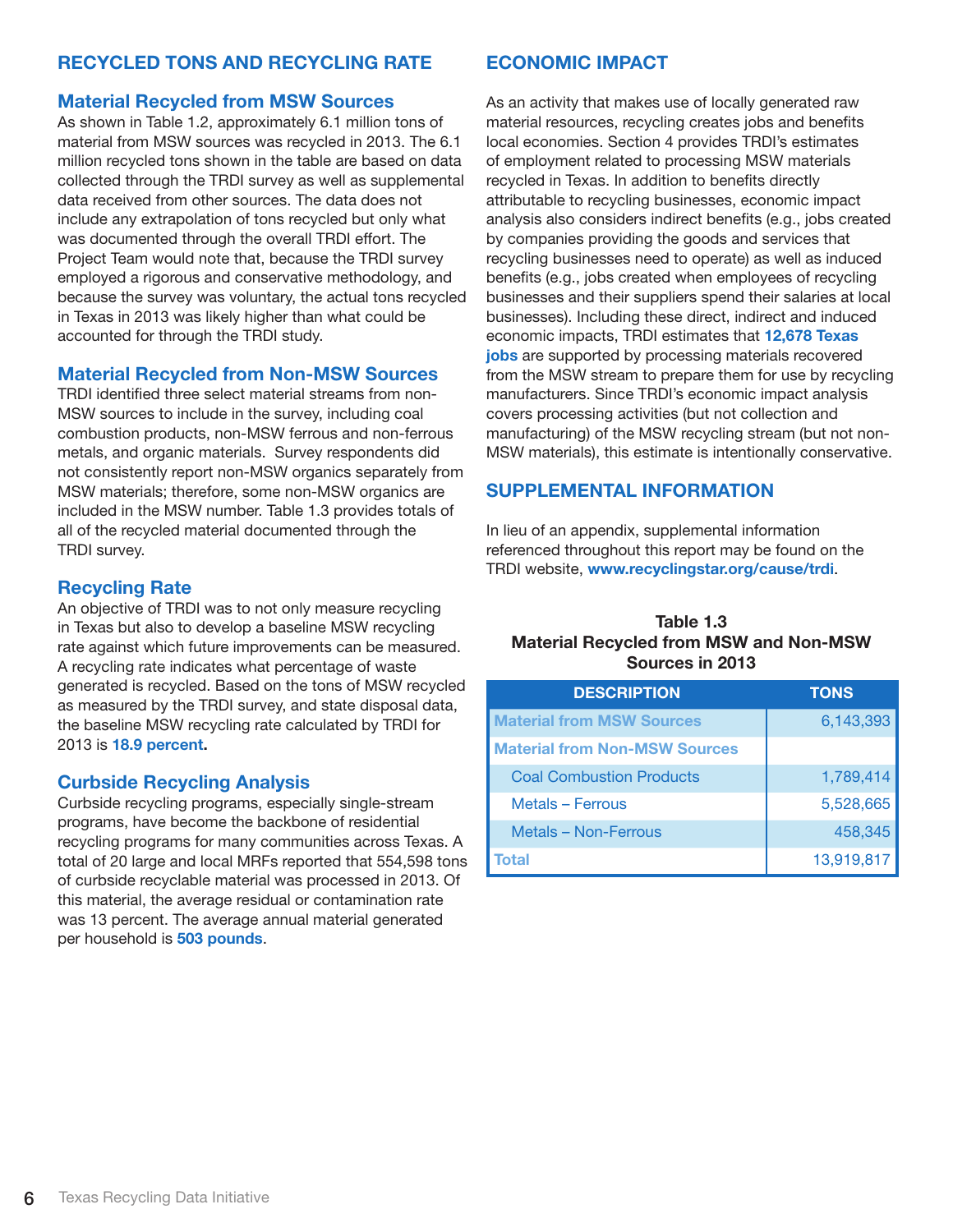## RECYCLED TONS AND RECYCLING RATE

### Material Recycled from MSW Sources

As shown in Table 1.2, approximately 6.1 million tons of material from MSW sources was recycled in 2013. The 6.1 million recycled tons shown in the table are based on data collected through the TRDI survey as well as supplemental data received from other sources. The data does not include any extrapolation of tons recycled but only what was documented through the overall TRDI effort. The Project Team would note that, because the TRDI survey employed a rigorous and conservative methodology, and because the survey was voluntary, the actual tons recycled in Texas in 2013 was likely higher than what could be accounted for through the TRDI study.

### Material Recycled from Non-MSW Sources

TRDI identified three select material streams from non-MSW sources to include in the survey, including coal combustion products, non-MSW ferrous and non-ferrous metals, and organic materials. Survey respondents did not consistently report non-MSW organics separately from MSW materials; therefore, some non-MSW organics are included in the MSW number. Table 1.3 provides totals of all of the recycled material documented through the TRDI survey.

### Recycling Rate

An objective of TRDI was to not only measure recycling in Texas but also to develop a baseline MSW recycling rate against which future improvements can be measured. A recycling rate indicates what percentage of waste generated is recycled. Based on the tons of MSW recycled as measured by the TRDI survey, and state disposal data, the baseline MSW recycling rate calculated by TRDI for 2013 is **18.9 percent.**

### Curbside Recycling Analysis

Curbside recycling programs, especially single-stream programs, have become the backbone of residential recycling programs for many communities across Texas. A total of 20 large and local MRFs reported that 554,598 tons of curbside recyclable material was processed in 2013. Of this material, the average residual or contamination rate was 13 percent. The average annual material generated per household is **503 pounds**.

## ECONOMIC IMPACT

As an activity that makes use of locally generated raw material resources, recycling creates jobs and benefits local economies. Section 4 provides TRDI's estimates of employment related to processing MSW materials recycled in Texas. In addition to benefits directly attributable to recycling businesses, economic impact analysis also considers indirect benefits (e.g., jobs created by companies providing the goods and services that recycling businesses need to operate) as well as induced benefits (e.g., jobs created when employees of recycling businesses and their suppliers spend their salaries at local businesses). Including these direct, indirect and induced economic impacts, TRDI estimates that **12,678 Texas jobs** are supported by processing materials recovered from the MSW stream to prepare them for use by recycling manufacturers. Since TRDI's economic impact analysis covers processing activities (but not collection and manufacturing) of the MSW recycling stream (but not non-MSW materials), this estimate is intentionally conservative.

## SUPPLEMENTAL INFORMATION

In lieu of an appendix, supplemental information referenced throughout this report may be found on the TRDI website, **www.recyclingstar.org/cause/trdi**.

**Table 1.3**
**Material Recycled from MSW and Non-MSW Sources in 2013**

| DESCRIPTION | TONS |
|---|---|
| Material from MSW Sources | 6,143,393 |
| Material from Non-MSW Sources | |
| Coal Combustion Products | 1,789,414 |
| Metals – Ferrous | 5,528,665 |
| Metals – Non-Ferrous | 458,345 |
| Total | 13,919,817 |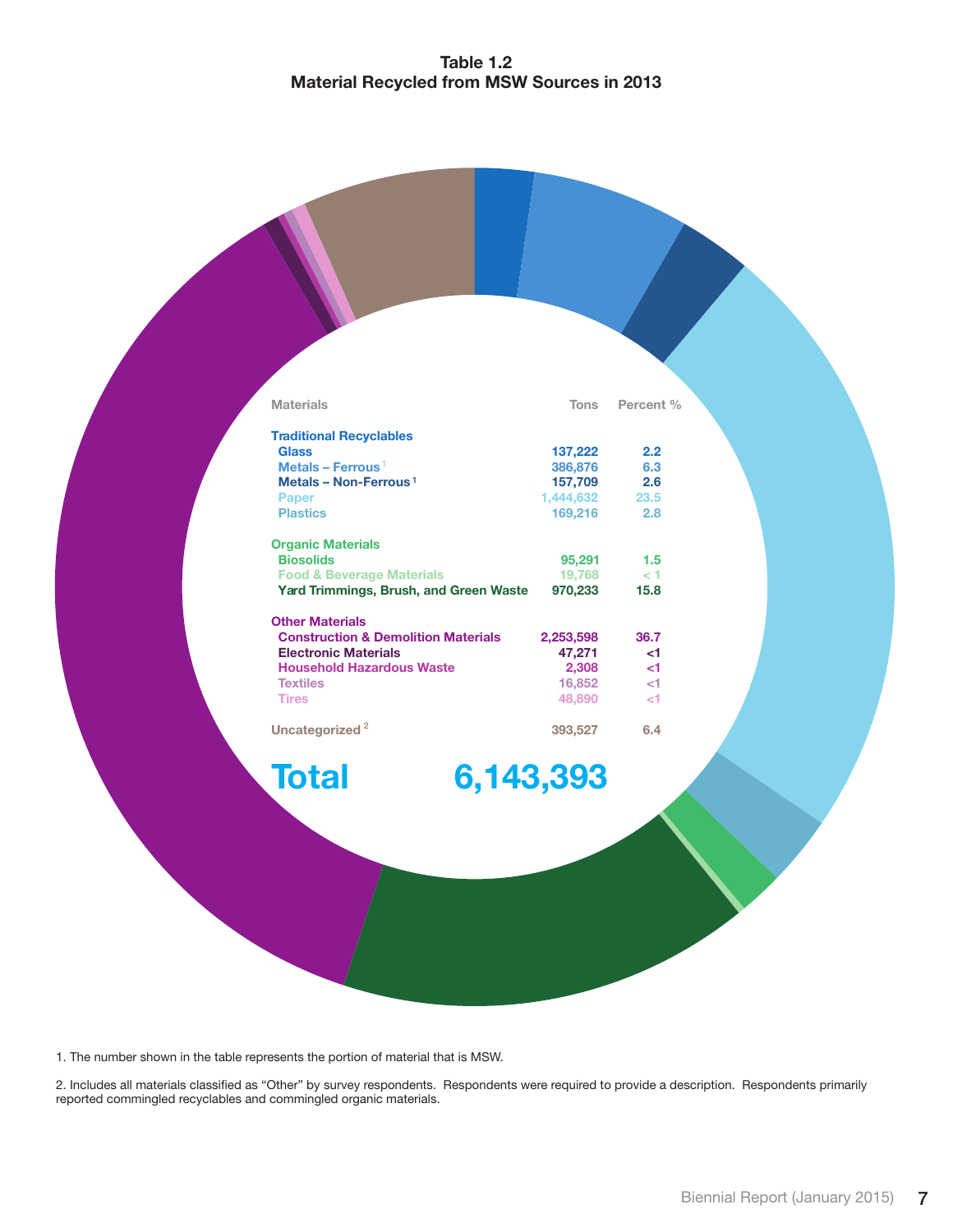**Table 1.2**
**Material Recycled from MSW Sources in 2013**

| Materials | Tons | Percent % |
|---|---|---|
| **Traditional Recyclables** | | |
| Glass | 137,222 | 2.2 |
| Metals – Ferrous [1] | 386,876 | 6.3 |
| Metals – Non-Ferrous [1] | 157,709 | 2.6 |
| Paper | 1,444,632 | 23.5 |
| Plastics | 169,216 | 2.8 |
| **Organic Materials** | | |
| Biosolids | 95,291 | 1.5 |
| Food & Beverage Materials | 19,768 | < 1 |
| Yard Trimmings, Brush, and Green Waste | 970,233 | 15.8 |
| **Other Materials** | | |
| Construction & Demolition Materials | 2,253,598 | 36.7 |
| Electronic Materials | 47,271 | <1 |
| Household Hazardous Waste | 2,308 | <1 |
| Textiles | 16,852 | <1 |
| Tires | 48,890 | <1 |
| Uncategorized [2] | 393,527 | 6.4 |
| **Total** | **6,143,393** | |

1. The number shown in the table represents the portion of material that is MSW.

2. Includes all materials classified as "Other" by survey respondents. Respondents were required to provide a description. Respondents primarily reported commingled recyclables and commingled organic materials.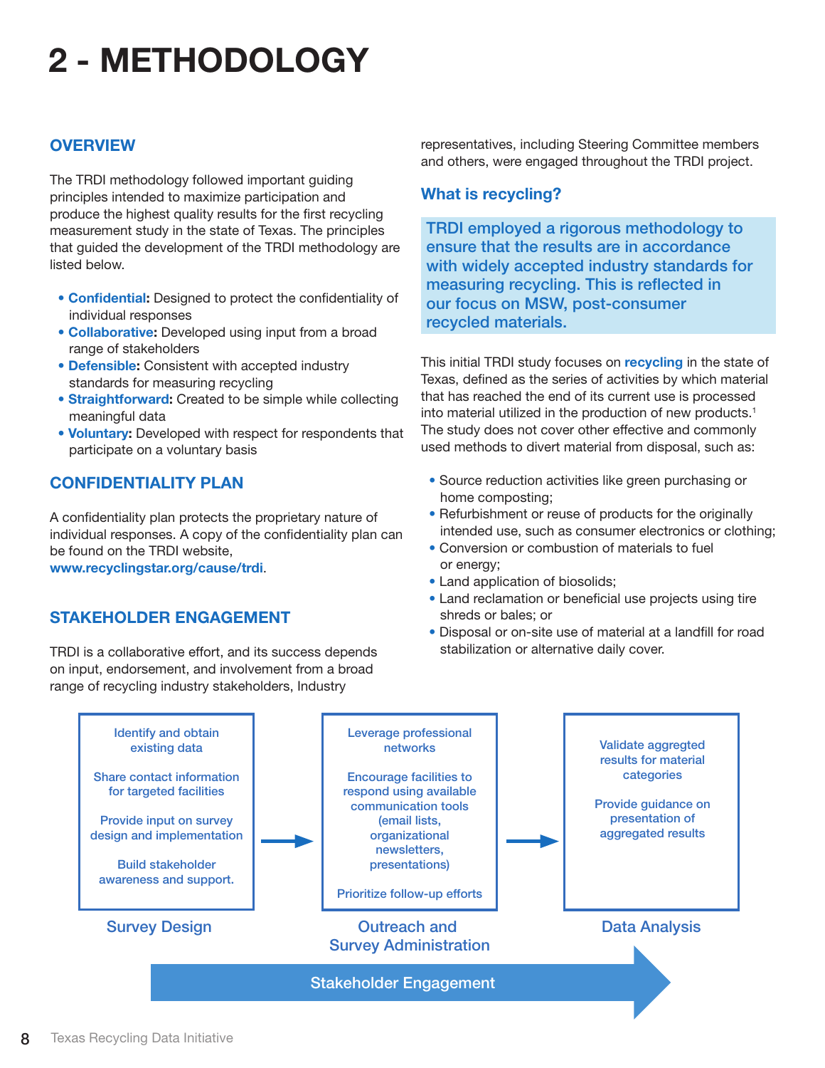# 2 - METHODOLOGY

## OVERVIEW

The TRDI methodology followed important guiding principles intended to maximize participation and produce the highest quality results for the first recycling measurement study in the state of Texas. The principles that guided the development of the TRDI methodology are listed below.

- **Confidential:** Designed to protect the confidentiality of individual responses
- **Collaborative:** Developed using input from a broad range of stakeholders
- **Defensible:** Consistent with accepted industry standards for measuring recycling
- **Straightforward:** Created to be simple while collecting meaningful data
- **Voluntary:** Developed with respect for respondents that participate on a voluntary basis

## CONFIDENTIALITY PLAN

A confidentiality plan protects the proprietary nature of individual responses. A copy of the confidentiality plan can be found on the TRDI website, **www.recyclingstar.org/cause/trdi**.

## STAKEHOLDER ENGAGEMENT

TRDI is a collaborative effort, and its success depends on input, endorsement, and involvement from a broad range of recycling industry stakeholders. Industry representatives, including Steering Committee members and others, were engaged throughout the TRDI project.

### What is recycling?

**TRDI employed a rigorous methodology to ensure that the results are in accordance with widely accepted industry standards for measuring recycling. This is reflected in our focus on MSW, post-consumer recycled materials.**

This initial TRDI study focuses on **recycling** in the state of Texas, defined as the series of activities by which material that has reached the end of its current use is processed into material utilized in the production of new products.[1] The study does not cover other effective and commonly used methods to divert material from disposal, such as:

- Source reduction activities like green purchasing or home composting;
- Refurbishment or reuse of products for the originally intended use, such as consumer electronics or clothing;
- Conversion or combustion of materials to fuel or energy;
- Land application of biosolids;
- Land reclamation or beneficial use projects using tire shreds or bales; or
- Disposal or on-site use of material at a landfill for road stabilization or alternative daily cover.

**Survey Design**
- Identify and obtain existing data
- Share contact information for targeted facilities
- Provide input on survey design and implementation
- Build stakeholder awareness and support.

→

**Outreach and Survey Administration**
- Leverage professional networks
- Encourage facilities to respond using available communication tools (email lists, organizational newsletters, presentations)
- Prioritize follow-up efforts

→

**Data Analysis**
- Validate aggregted results for material categories
- Provide guidance on presentation of aggregated results

**Stakeholder Engagement**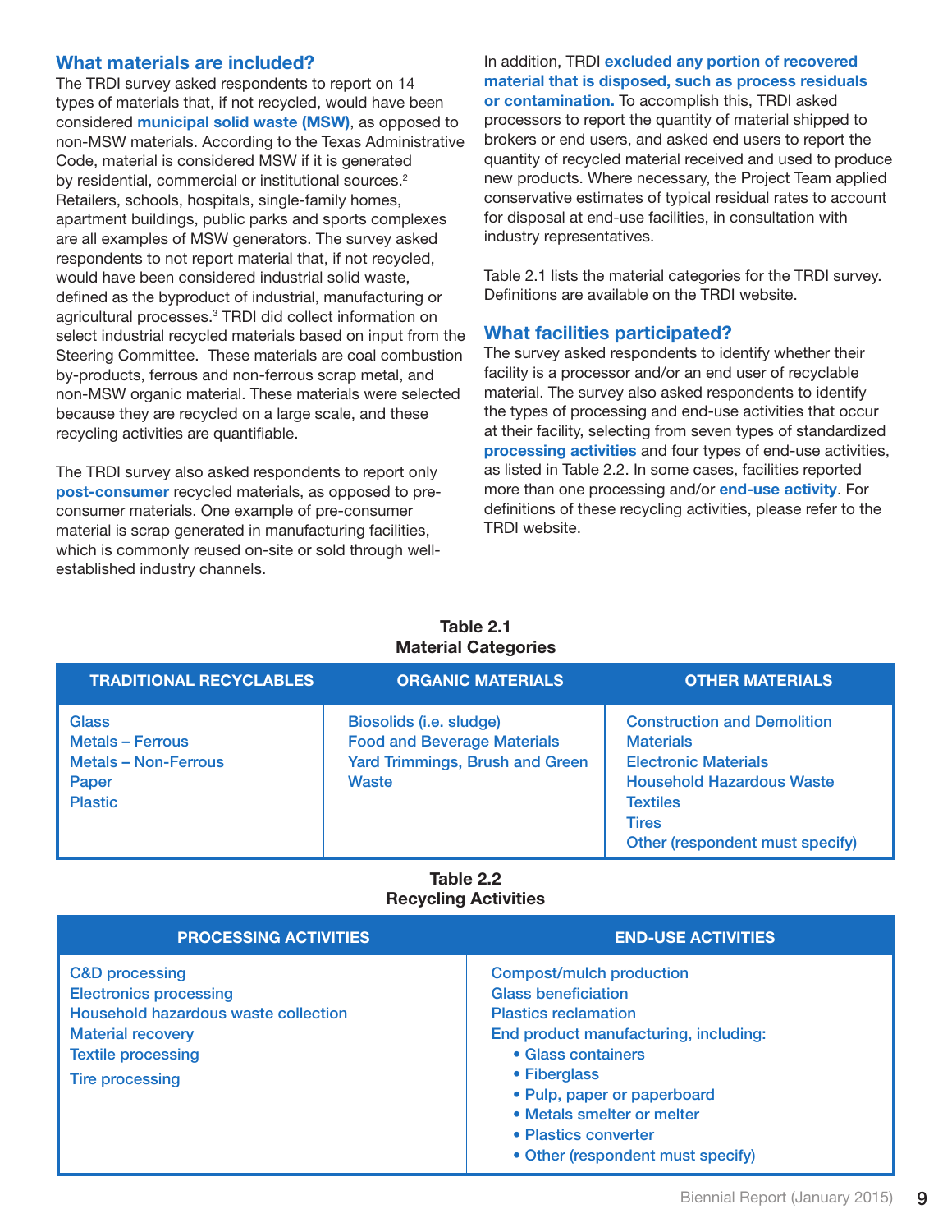## What materials are included?

The TRDI survey asked respondents to report on 14 types of materials that, if not recycled, would have been considered **municipal solid waste (MSW)**, as opposed to non-MSW materials. According to the Texas Administrative Code, material is considered MSW if it is generated by residential, commercial or institutional sources.[2] Retailers, schools, hospitals, single-family homes, apartment buildings, public parks and sports complexes are all examples of MSW generators. The survey asked respondents to not report material that, if not recycled, would have been considered industrial solid waste, defined as the byproduct of industrial, manufacturing or agricultural processes.[3] TRDI did collect information on select industrial recycled materials based on input from the Steering Committee. These materials are coal combustion by-products, ferrous and non-ferrous scrap metal, and non-MSW organic material. These materials were selected because they are recycled on a large scale, and these recycling activities are quantifiable.

The TRDI survey also asked respondents to report only **post-consumer** recycled materials, as opposed to pre-consumer materials. One example of pre-consumer material is scrap generated in manufacturing facilities, which is commonly reused on-site or sold through well-established industry channels.

In addition, TRDI **excluded any portion of recovered material that is disposed, such as process residuals or contamination.** To accomplish this, TRDI asked processors to report the quantity of material shipped to brokers or end users, and asked end users to report the quantity of recycled material received and used to produce new products. Where necessary, the Project Team applied conservative estimates of typical residual rates to account for disposal at end-use facilities, in consultation with industry representatives.

Table 2.1 lists the material categories for the TRDI survey. Definitions are available on the TRDI website.

## What facilities participated?

The survey asked respondents to identify whether their facility is a processor and/or an end user of recyclable material. The survey also asked respondents to identify the types of processing and end-use activities that occur at their facility, selecting from seven types of standardized **processing activities** and four types of end-use activities, as listed in Table 2.2. In some cases, facilities reported more than one processing and/or **end-use activity**. For definitions of these recycling activities, please refer to the TRDI website.

**Table 2.1**
**Material Categories**

| TRADITIONAL RECYCLABLES | ORGANIC MATERIALS | OTHER MATERIALS |
|---|---|---|
| Glass | Biosolids (i.e. sludge) | Construction and Demolition Materials |
| Metals – Ferrous | Food and Beverage Materials | Electronic Materials |
| Metals – Non-Ferrous | Yard Trimmings, Brush and Green Waste | Household Hazardous Waste |
| Paper | | Textiles |
| Plastic | | Tires |
| | | Other (respondent must specify) |

**Table 2.2**
**Recycling Activities**

| PROCESSING ACTIVITIES | END-USE ACTIVITIES |
|---|---|
| C&D processing | Compost/mulch production |
| Electronics processing | Glass beneficiation |
| Household hazardous waste collection | Plastics reclamation |
| Material recovery | End product manufacturing, including: |
| Textile processing | • Glass containers |
| Tire processing | • Fiberglass |
| | • Pulp, paper or paperboard |
| | • Metals smelter or melter |
| | • Plastics converter |
| | • Other (respondent must specify) |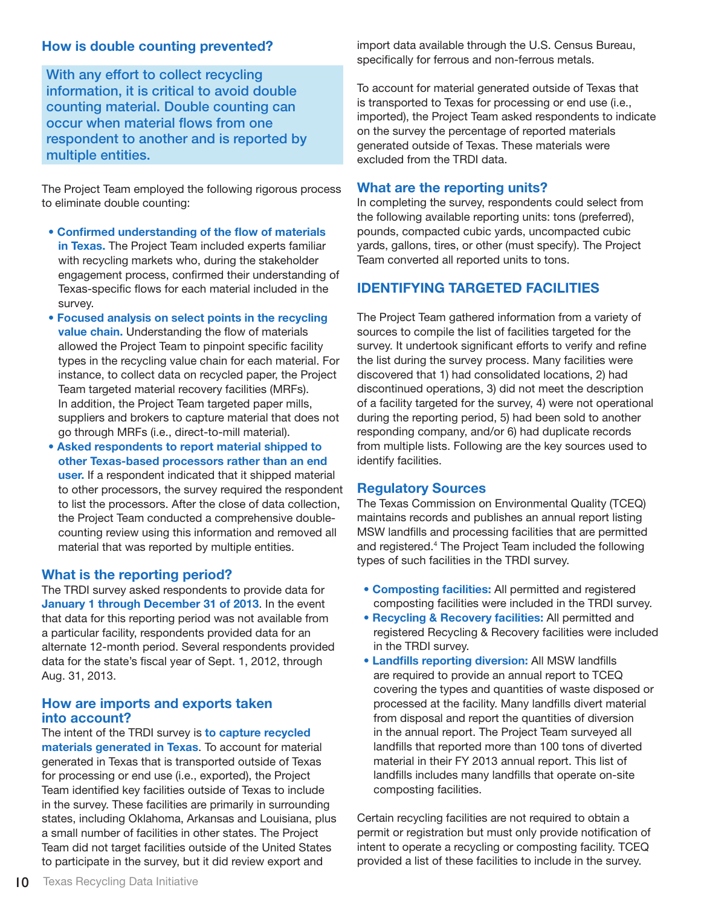### How is double counting prevented?

**With any effort to collect recycling information, it is critical to avoid double counting material. Double counting can occur when material flows from one respondent to another and is reported by multiple entities.**

The Project Team employed the following rigorous process to eliminate double counting:

- **Confirmed understanding of the flow of materials in Texas.** The Project Team included experts familiar with recycling markets who, during the stakeholder engagement process, confirmed their understanding of Texas-specific flows for each material included in the survey.
- **Focused analysis on select points in the recycling value chain.** Understanding the flow of materials allowed the Project Team to pinpoint specific facility types in the recycling value chain for each material. For instance, to collect data on recycled paper, the Project Team targeted material recovery facilities (MRFs). In addition, the Project Team targeted paper mills, suppliers and brokers to capture material that does not go through MRFs (i.e., direct-to-mill material).
- **Asked respondents to report material shipped to other Texas-based processors rather than an end user.** If a respondent indicated that it shipped material to other processors, the survey required the respondent to list the processors. After the close of data collection, the Project Team conducted a comprehensive double-counting review using this information and removed all material that was reported by multiple entities.

### What is the reporting period?

The TRDI survey asked respondents to provide data for **January 1 through December 31 of 2013**. In the event that data for this reporting period was not available from a particular facility, respondents provided data for an alternate 12-month period. Several respondents provided data for the state's fiscal year of Sept. 1, 2012, through Aug. 31, 2013.

### How are imports and exports taken into account?

The intent of the TRDI survey is **to capture recycled materials generated in Texas**. To account for material generated in Texas that is transported outside of Texas for processing or end use (i.e., exported), the Project Team identified key facilities outside of Texas to include in the survey. These facilities are primarily in surrounding states, including Oklahoma, Arkansas and Louisiana, plus a small number of facilities in other states. The Project Team did not target facilities outside of the United States to participate in the survey, but it did review export and import data available through the U.S. Census Bureau, specifically for ferrous and non-ferrous metals.

To account for material generated outside of Texas that is transported to Texas for processing or end use (i.e., imported), the Project Team asked respondents to indicate on the survey the percentage of reported materials generated outside of Texas. These materials were excluded from the TRDI data.

### What are the reporting units?

In completing the survey, respondents could select from the following available reporting units: tons (preferred), pounds, compacted cubic yards, uncompacted cubic yards, gallons, tires, or other (must specify). The Project Team converted all reported units to tons.

## IDENTIFYING TARGETED FACILITIES

The Project Team gathered information from a variety of sources to compile the list of facilities targeted for the survey. It undertook significant efforts to verify and refine the list during the survey process. Many facilities were discovered that 1) had consolidated locations, 2) had discontinued operations, 3) did not meet the description of a facility targeted for the survey, 4) were not operational during the reporting period, 5) had been sold to another responding company, and/or 6) had duplicate records from multiple lists. Following are the key sources used to identify facilities.

### Regulatory Sources

The Texas Commission on Environmental Quality (TCEQ) maintains records and publishes an annual report listing MSW landfills and processing facilities that are permitted and registered.[4] The Project Team included the following types of such facilities in the TRDI survey.

- **Composting facilities:** All permitted and registered composting facilities were included in the TRDI survey.
- **Recycling & Recovery facilities:** All permitted and registered Recycling & Recovery facilities were included in the TRDI survey.
- **Landfills reporting diversion:** All MSW landfills are required to provide an annual report to TCEQ covering the types and quantities of waste disposed or processed at the facility. Many landfills divert material from disposal and report the quantities of diversion in the annual report. The Project Team surveyed all landfills that reported more than 100 tons of diverted material in their FY 2013 annual report. This list of landfills includes many landfills that operate on-site composting facilities.

Certain recycling facilities are not required to obtain a permit or registration but must only provide notification of intent to operate a recycling or composting facility. TCEQ provided a list of these facilities to include in the survey.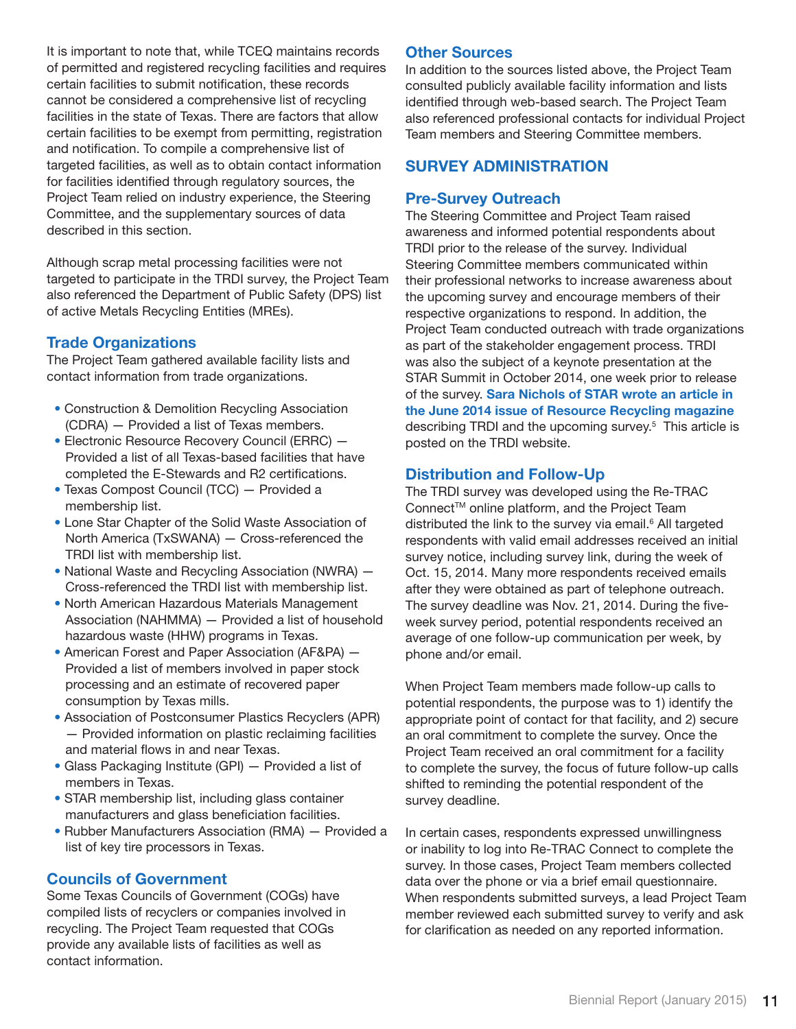It is important to note that, while TCEQ maintains records of permitted and registered recycling facilities and requires certain facilities to submit notification, these records cannot be considered a comprehensive list of recycling facilities in the state of Texas. There are factors that allow certain facilities to be exempt from permitting, registration and notification. To compile a comprehensive list of targeted facilities, as well as to obtain contact information for facilities identified through regulatory sources, the Project Team relied on industry experience, the Steering Committee, and the supplementary sources of data described in this section.

Although scrap metal processing facilities were not targeted to participate in the TRDI survey, the Project Team also referenced the Department of Public Safety (DPS) list of active Metals Recycling Entities (MREs).

### Trade Organizations

The Project Team gathered available facility lists and contact information from trade organizations.

- Construction & Demolition Recycling Association (CDRA) — Provided a list of Texas members.
- Electronic Resource Recovery Council (ERRC) — Provided a list of all Texas-based facilities that have completed the E-Stewards and R2 certifications.
- Texas Compost Council (TCC) — Provided a membership list.
- Lone Star Chapter of the Solid Waste Association of North America (TxSWANA) — Cross-referenced the TRDI list with membership list.
- National Waste and Recycling Association (NWRA) — Cross-referenced the TRDI list with membership list.
- North American Hazardous Materials Management Association (NAHMMA) — Provided a list of household hazardous waste (HHW) programs in Texas.
- American Forest and Paper Association (AF&PA) — Provided a list of members involved in paper stock processing and an estimate of recovered paper consumption by Texas mills.
- Association of Postconsumer Plastics Recyclers (APR) — Provided information on plastic reclaiming facilities and material flows in and near Texas.
- Glass Packaging Institute (GPI) — Provided a list of members in Texas.
- STAR membership list, including glass container manufacturers and glass beneficiation facilities.
- Rubber Manufacturers Association (RMA) — Provided a list of key tire processors in Texas.

### Councils of Government

Some Texas Councils of Government (COGs) have compiled lists of recyclers or companies involved in recycling. The Project Team requested that COGs provide any available lists of facilities as well as contact information.

### Other Sources

In addition to the sources listed above, the Project Team consulted publicly available facility information and lists identified through web-based search. The Project Team also referenced professional contacts for individual Project Team members and Steering Committee members.

## SURVEY ADMINISTRATION

### Pre-Survey Outreach

The Steering Committee and Project Team raised awareness and informed potential respondents about TRDI prior to the release of the survey. Individual Steering Committee members communicated within their professional networks to increase awareness about the upcoming survey and encourage members of their respective organizations to respond. In addition, the Project Team conducted outreach with trade organizations as part of the stakeholder engagement process. TRDI was also the subject of a keynote presentation at the STAR Summit in October 2014, one week prior to release of the survey. **Sara Nichols of STAR wrote an article in the June 2014 issue of Resource Recycling magazine** describing TRDI and the upcoming survey.[5] This article is posted on the TRDI website.

### Distribution and Follow-Up

The TRDI survey was developed using the Re-TRAC Connect™ online platform, and the Project Team distributed the link to the survey via email.[6] All targeted respondents with valid email addresses received an initial survey notice, including survey link, during the week of Oct. 15, 2014. Many more respondents received emails after they were obtained as part of telephone outreach. The survey deadline was Nov. 21, 2014. During the five-week survey period, potential respondents received an average of one follow-up communication per week, by phone and/or email.

When Project Team members made follow-up calls to potential respondents, the purpose was to 1) identify the appropriate point of contact for that facility, and 2) secure an oral commitment to complete the survey. Once the Project Team received an oral commitment for a facility to complete the survey, the focus of future follow-up calls shifted to reminding the potential respondent of the survey deadline.

In certain cases, respondents expressed unwillingness or inability to log into Re-TRAC Connect to complete the survey. In those cases, Project Team members collected data over the phone or via a brief email questionnaire. When respondents submitted surveys, a lead Project Team member reviewed each submitted survey to verify and ask for clarification as needed on any reported information.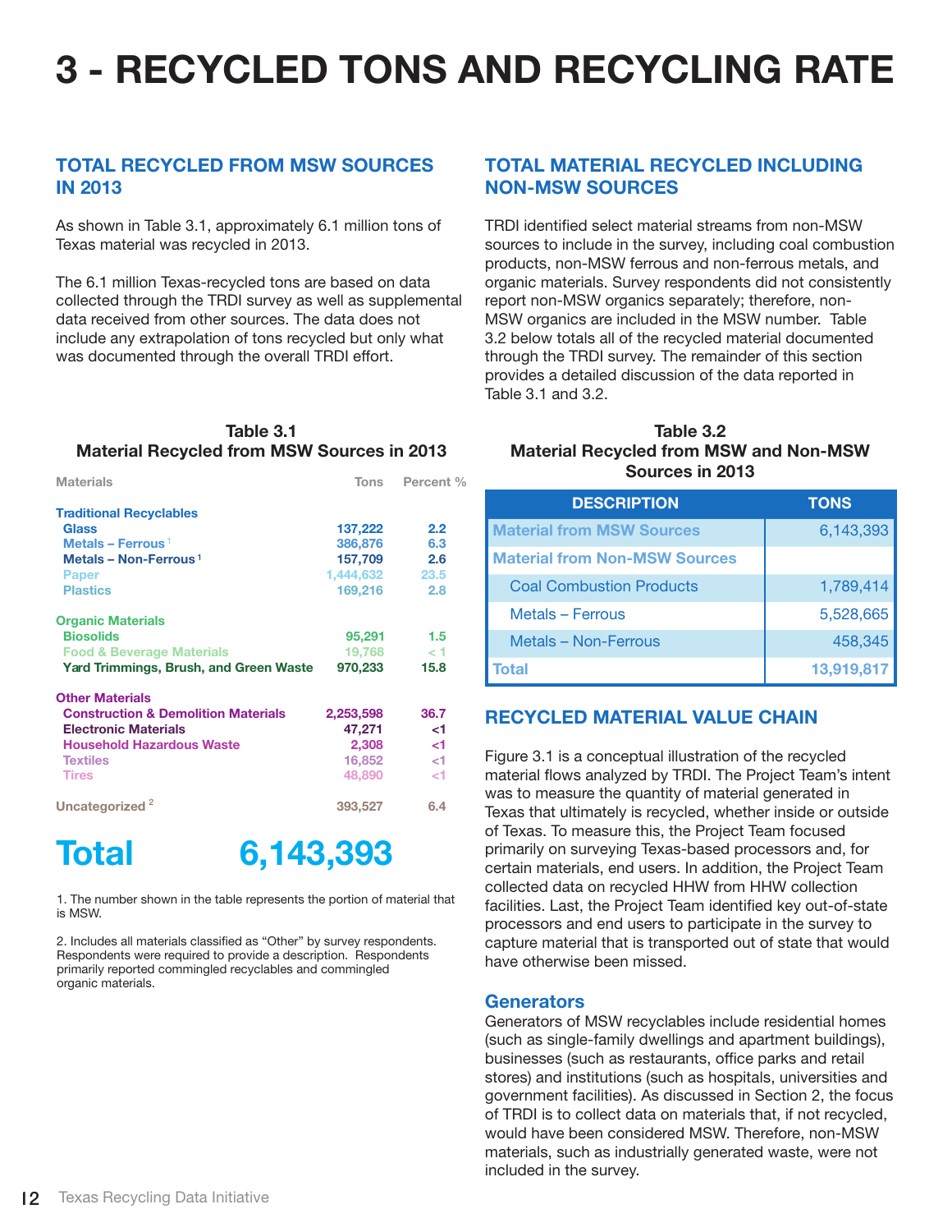# 3 - RECYCLED TONS AND RECYCLING RATE

## TOTAL RECYCLED FROM MSW SOURCES IN 2013

As shown in Table 3.1, approximately 6.1 million tons of Texas material was recycled in 2013.

The 6.1 million Texas-recycled tons are based on data collected through the TRDI survey as well as supplemental data received from other sources. The data does not include any extrapolation of tons recycled but only what was documented through the overall TRDI effort.

**Table 3.1**
**Material Recycled from MSW Sources in 2013**

| Materials | Tons | Percent % |
|---|---|---|
| **Traditional Recyclables** | | |
| Glass | 137,222 | 2.2 |
| Metals – Ferrous [1] | 386,876 | 6.3 |
| Metals – Non-Ferrous [1] | 157,709 | 2.6 |
| Paper | 1,444,632 | 23.5 |
| Plastics | 169,216 | 2.8 |
| **Organic Materials** | | |
| Biosolids | 95,291 | 1.5 |
| Food & Beverage Materials | 19,768 | < 1 |
| Yard Trimmings, Brush, and Green Waste | 970,233 | 15.8 |
| **Other Materials** | | |
| Construction & Demolition Materials | 2,253,598 | 36.7 |
| Electronic Materials | 47,271 | <1 |
| Household Hazardous Waste | 2,308 | <1 |
| Textiles | 16,852 | <1 |
| Tires | 48,890 | <1 |
| Uncategorized [2] | 393,527 | 6.4 |
| **Total** | **6,143,393** | |

1. The number shown in the table represents the portion of material that is MSW.

2. Includes all materials classified as "Other" by survey respondents. Respondents were required to provide a description. Respondents primarily reported commingled recyclables and commingled organic materials.

## TOTAL MATERIAL RECYCLED INCLUDING NON-MSW SOURCES

TRDI identified select material streams from non-MSW sources to include in the survey, including coal combustion products, non-MSW ferrous and non-ferrous metals, and organic materials. Survey respondents did not consistently report non-MSW organics separately; therefore, non-MSW organics are included in the MSW number. Table 3.2 below totals all of the recycled material documented through the TRDI survey. The remainder of this section provides a detailed discussion of the data reported in Table 3.1 and 3.2.

**Table 3.2**
**Material Recycled from MSW and Non-MSW Sources in 2013**

| DESCRIPTION | TONS |
|---|---|
| Material from MSW Sources | 6,143,393 |
| Material from Non-MSW Sources | |
| Coal Combustion Products | 1,789,414 |
| Metals – Ferrous | 5,528,665 |
| Metals – Non-Ferrous | 458,345 |
| Total | 13,919,817 |

## RECYCLED MATERIAL VALUE CHAIN

Figure 3.1 is a conceptual illustration of the recycled material flows analyzed by TRDI. The Project Team's intent was to measure the quantity of material generated in Texas that ultimately is recycled, whether inside or outside of Texas. To measure this, the Project Team focused primarily on surveying Texas-based processors and, for certain materials, end users. In addition, the Project Team collected data on recycled HHW from HHW collection facilities. Last, the Project Team identified key out-of-state processors and end users to participate in the survey to capture material that is transported out of state that would have otherwise been missed.

### Generators

Generators of MSW recyclables include residential homes (such as single-family dwellings and apartment buildings), businesses (such as restaurants, office parks and retail stores) and institutions (such as hospitals, universities and government facilities). As discussed in Section 2, the focus of TRDI is to collect data on materials that, if not recycled, would have been considered MSW. Therefore, non-MSW materials, such as industrially generated waste, were not included in the survey.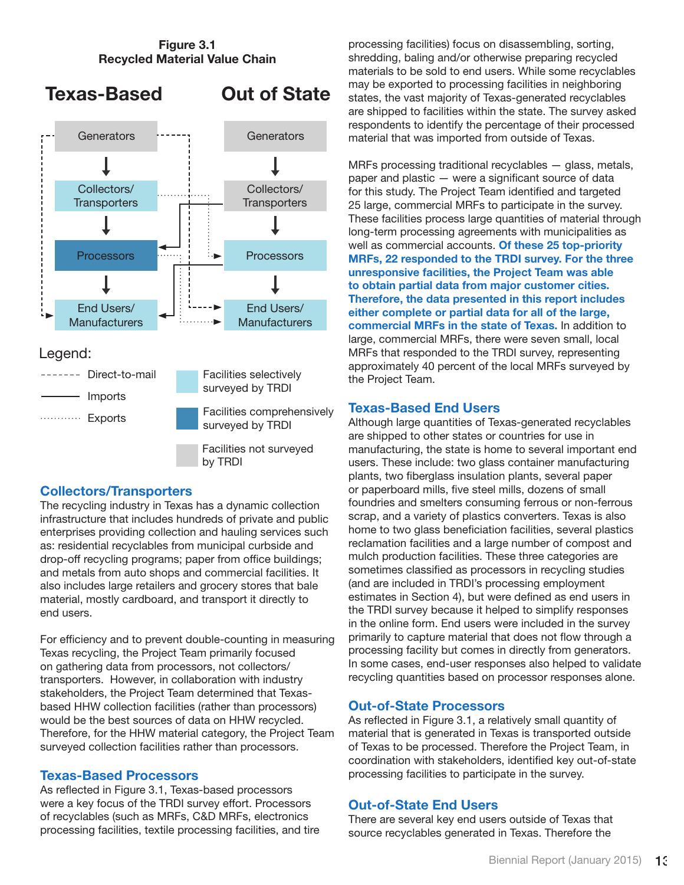**Figure 3.1**
**Recycled Material Value Chain**

| Texas-Based | Out of State |
|---|---|
| Generators | Generators |
| Collectors/ Transporters | Collectors/ Transporters |
| Processors | Processors |
| End Users/ Manufacturers | End Users/ Manufacturers |

Legend:

- ------- Direct-to-mail
- ——— Imports
- ··········· Exports
- Facilities selectively surveyed by TRDI
- Facilities comprehensively surveyed by TRDI
- Facilities not surveyed by TRDI

## Collectors/Transporters

The recycling industry in Texas has a dynamic collection infrastructure that includes hundreds of private and public enterprises providing collection and hauling services such as: residential recyclables from municipal curbside and drop-off recycling programs; paper from office buildings; and metals from auto shops and commercial facilities. It also includes large retailers and grocery stores that bale material, mostly cardboard, and transport it directly to end users.

For efficiency and to prevent double-counting in measuring Texas recycling, the Project Team primarily focused on gathering data from processors, not collectors/transporters. However, in collaboration with industry stakeholders, the Project Team determined that Texas-based HHW collection facilities (rather than processors) would be the best sources of data on HHW recycled. Therefore, for the HHW material category, the Project Team surveyed collection facilities rather than processors.

## Texas-Based Processors

As reflected in Figure 3.1, Texas-based processors were a key focus of the TRDI survey effort. Processors of recyclables (such as MRFs, C&D MRFs, electronics processing facilities, textile processing facilities, and tire processing facilities) focus on disassembling, sorting, shredding, baling and/or otherwise preparing recycled materials to be sold to end users. While some recyclables may be exported to processing facilities in neighboring states, the vast majority of Texas-generated recyclables are shipped to facilities within the state. The survey asked respondents to identify the percentage of their processed material that was imported from outside of Texas.

MRFs processing traditional recyclables — glass, metals, paper and plastic — were a significant source of data for this study. The Project Team identified and targeted 25 large, commercial MRFs to participate in the survey. These facilities process large quantities of material through long-term processing agreements with municipalities as well as commercial accounts. **Of these 25 top-priority MRFs, 22 responded to the TRDI survey. For the three unresponsive facilities, the Project Team was able to obtain partial data from major customer cities. Therefore, the data presented in this report includes either complete or partial data for all of the large, commercial MRFs in the state of Texas.** In addition to large, commercial MRFs, there were seven small, local MRFs that responded to the TRDI survey, representing approximately 40 percent of the local MRFs surveyed by the Project Team.

## Texas-Based End Users

Although large quantities of Texas-generated recyclables are shipped to other states or countries for use in manufacturing, the state is home to several important end users. These include: two glass container manufacturing plants, two fiberglass insulation plants, several paper or paperboard mills, five steel mills, dozens of small foundries and smelters consuming ferrous or non-ferrous scrap, and a variety of plastics converters. Texas is also home to two glass beneficiation facilities, several plastics reclamation facilities and a large number of compost and mulch production facilities. These three categories are sometimes classified as processors in recycling studies (and are included in TRDI's processing employment estimates in Section 4), but were defined as end users in the TRDI survey because it helped to simplify responses in the online form. End users were included in the survey primarily to capture material that does not flow through a processing facility but comes in directly from generators. In some cases, end-user responses also helped to validate recycling quantities based on processor responses alone.

## Out-of-State Processors

As reflected in Figure 3.1, a relatively small quantity of material that is generated in Texas is transported outside of Texas to be processed. Therefore the Project Team, in coordination with stakeholders, identified key out-of-state processing facilities to participate in the survey.

## Out-of-State End Users

There are several key end users outside of Texas that source recyclables generated in Texas. Therefore the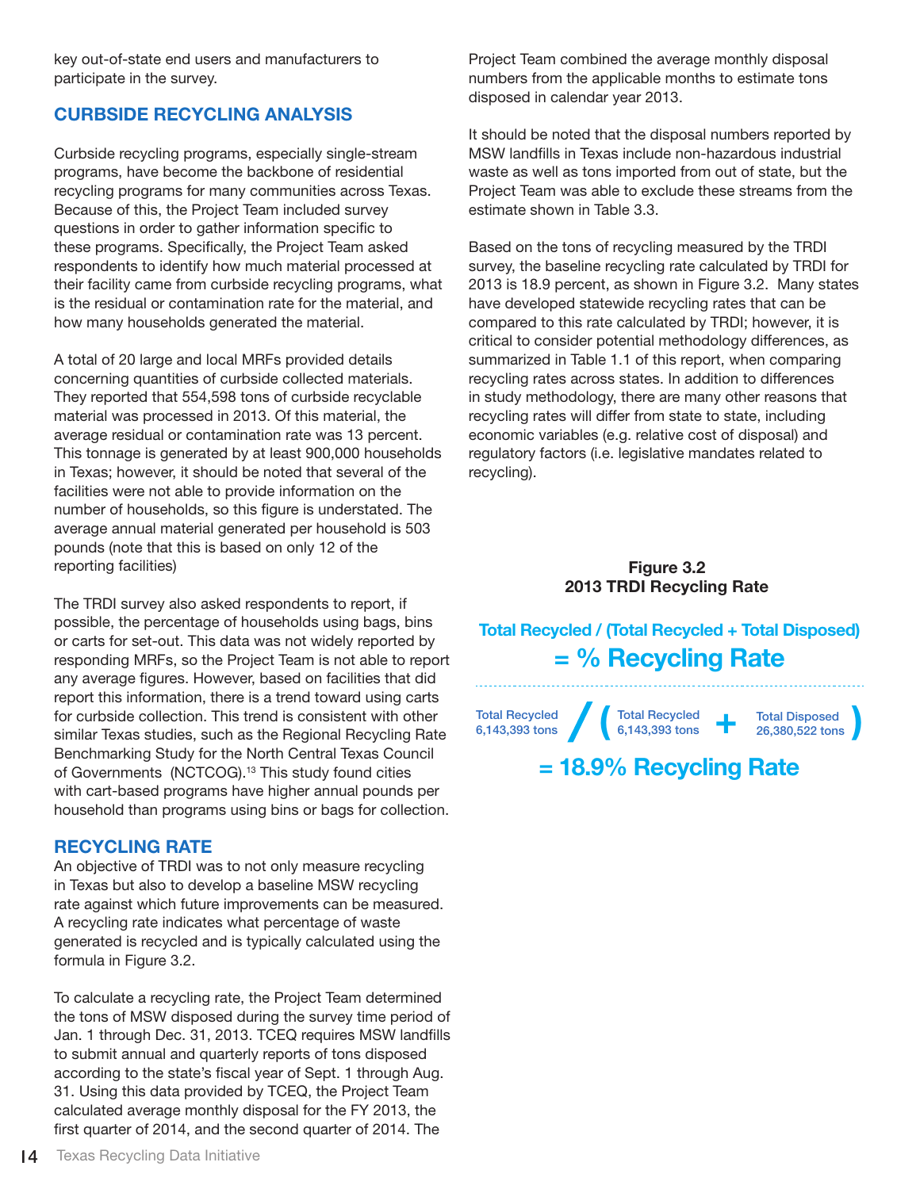key out-of-state end users and manufacturers to participate in the survey.

## CURBSIDE RECYCLING ANALYSIS

Curbside recycling programs, especially single-stream programs, have become the backbone of residential recycling programs for many communities across Texas. Because of this, the Project Team included survey questions in order to gather information specific to these programs. Specifically, the Project Team asked respondents to identify how much material processed at their facility came from curbside recycling programs, what is the residual or contamination rate for the material, and how many households generated the material.

A total of 20 large and local MRFs provided details concerning quantities of curbside collected materials. They reported that 554,598 tons of curbside recyclable material was processed in 2013. Of this material, the average residual or contamination rate was 13 percent. This tonnage is generated by at least 900,000 households in Texas; however, it should be noted that several of the facilities were not able to provide information on the number of households, so this figure is understated. The average annual material generated per household is 503 pounds (note that this is based on only 12 of the reporting facilities)

The TRDI survey also asked respondents to report, if possible, the percentage of households using bags, bins or carts for set-out. This data was not widely reported by responding MRFs, so the Project Team is not able to report any average figures. However, based on facilities that did report this information, there is a trend toward using carts for curbside collection. This trend is consistent with other similar Texas studies, such as the Regional Recycling Rate Benchmarking Study for the North Central Texas Council of Governments (NCTCOG).[13] This study found cities with cart-based programs have higher annual pounds per household than programs using bins or bags for collection.

## RECYCLING RATE

An objective of TRDI was to not only measure recycling in Texas but also to develop a baseline MSW recycling rate against which future improvements can be measured. A recycling rate indicates what percentage of waste generated is recycled and is typically calculated using the formula in Figure 3.2.

To calculate a recycling rate, the Project Team determined the tons of MSW disposed during the survey time period of Jan. 1 through Dec. 31, 2013. TCEQ requires MSW landfills to submit annual and quarterly reports of tons disposed according to the state's fiscal year of Sept. 1 through Aug. 31. Using this data provided by TCEQ, the Project Team calculated average monthly disposal for the FY 2013, the first quarter of 2014, and the second quarter of 2014. The Project Team combined the average monthly disposal numbers from the applicable months to estimate tons disposed in calendar year 2013.

It should be noted that the disposal numbers reported by MSW landfills in Texas include non-hazardous industrial waste as well as tons imported from out of state, but the Project Team was able to exclude these streams from the estimate shown in Table 3.3.

Based on the tons of recycling measured by the TRDI survey, the baseline recycling rate calculated by TRDI for 2013 is 18.9 percent, as shown in Figure 3.2. Many states have developed statewide recycling rates that can be compared to this rate calculated by TRDI; however, it is critical to consider potential methodology differences, as summarized in Table 1.1 of this report, when comparing recycling rates across states. In addition to differences in study methodology, there are many other reasons that recycling rates will differ from state to state, including economic variables (e.g. relative cost of disposal) and regulatory factors (i.e. legislative mandates related to recycling).

**Figure 3.2**
**2013 TRDI Recycling Rate**

**Total Recycled / (Total Recycled + Total Disposed)**
**= % Recycling Rate**

Total Recycled 6,143,393 tons / ( Total Recycled 6,143,393 tons + Total Disposed 26,380,522 tons )

**= 18.9% Recycling Rate**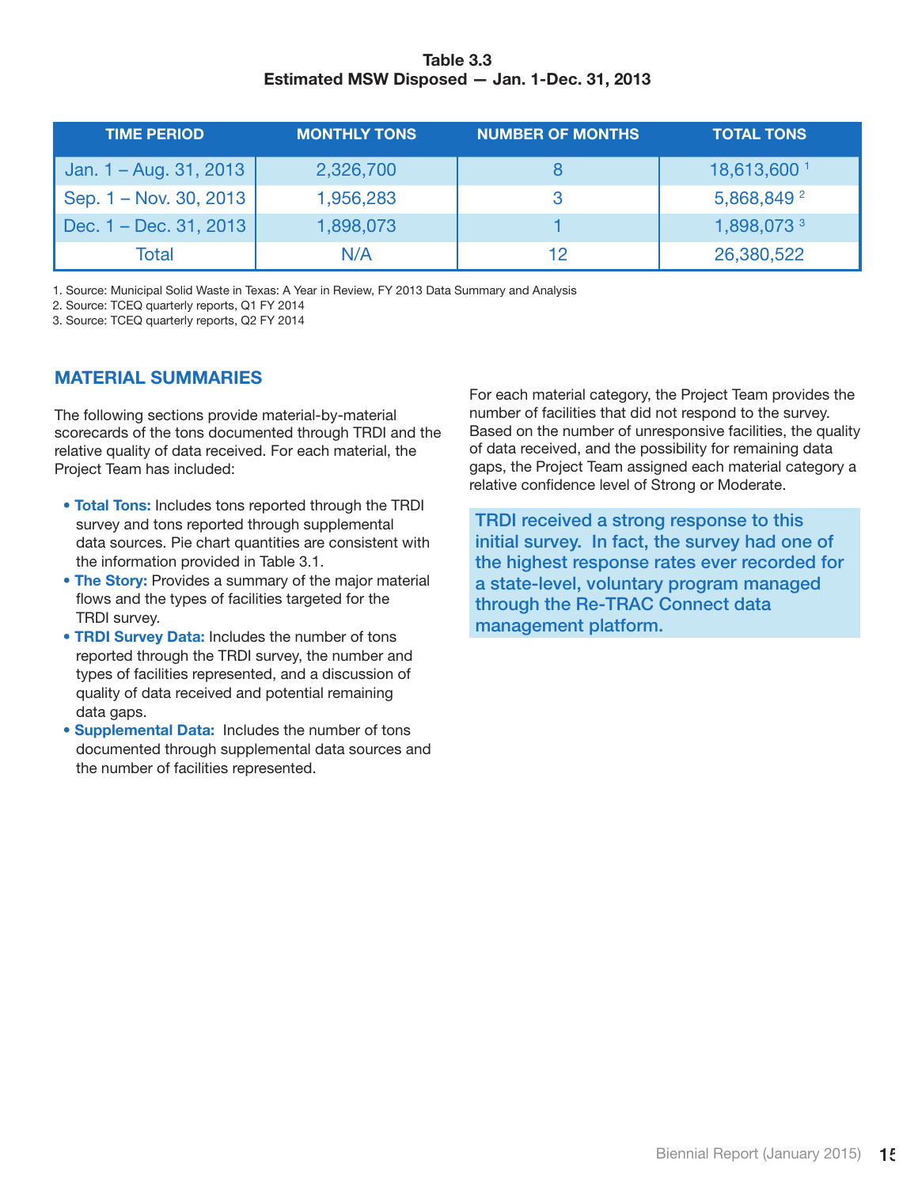**Table 3.3**
**Estimated MSW Disposed — Jan. 1-Dec. 31, 2013**

| TIME PERIOD | MONTHLY TONS | NUMBER OF MONTHS | TOTAL TONS |
|---|---|---|---|
| Jan. 1 – Aug. 31, 2013 | 2,326,700 | 8 | 18,613,600 [1] |
| Sep. 1 – Nov. 30, 2013 | 1,956,283 | 3 | 5,868,849 [2] |
| Dec. 1 – Dec. 31, 2013 | 1,898,073 | 1 | 1,898,073 [3] |
| Total | N/A | 12 | 26,380,522 |

1. Source: Municipal Solid Waste in Texas: A Year in Review, FY 2013 Data Summary and Analysis
2. Source: TCEQ quarterly reports, Q1 FY 2014
3. Source: TCEQ quarterly reports, Q2 FY 2014

## MATERIAL SUMMARIES

The following sections provide material-by-material scorecards of the tons documented through TRDI and the relative quality of data received. For each material, the Project Team has included:

- **Total Tons:** Includes tons reported through the TRDI survey and tons reported through supplemental data sources. Pie chart quantities are consistent with the information provided in Table 3.1.
- **The Story:** Provides a summary of the major material flows and the types of facilities targeted for the TRDI survey.
- **TRDI Survey Data:** Includes the number of tons reported through the TRDI survey, the number and types of facilities represented, and a discussion of quality of data received and potential remaining data gaps.
- **Supplemental Data:** Includes the number of tons documented through supplemental data sources and the number of facilities represented.

For each material category, the Project Team provides the number of facilities that did not respond to the survey. Based on the number of unresponsive facilities, the quality of data received, and the possibility for remaining data gaps, the Project Team assigned each material category a relative confidence level of Strong or Moderate.

**TRDI received a strong response to this initial survey. In fact, the survey had one of the highest response rates ever recorded for a state-level, voluntary program managed through the Re-TRAC Connect data management platform.**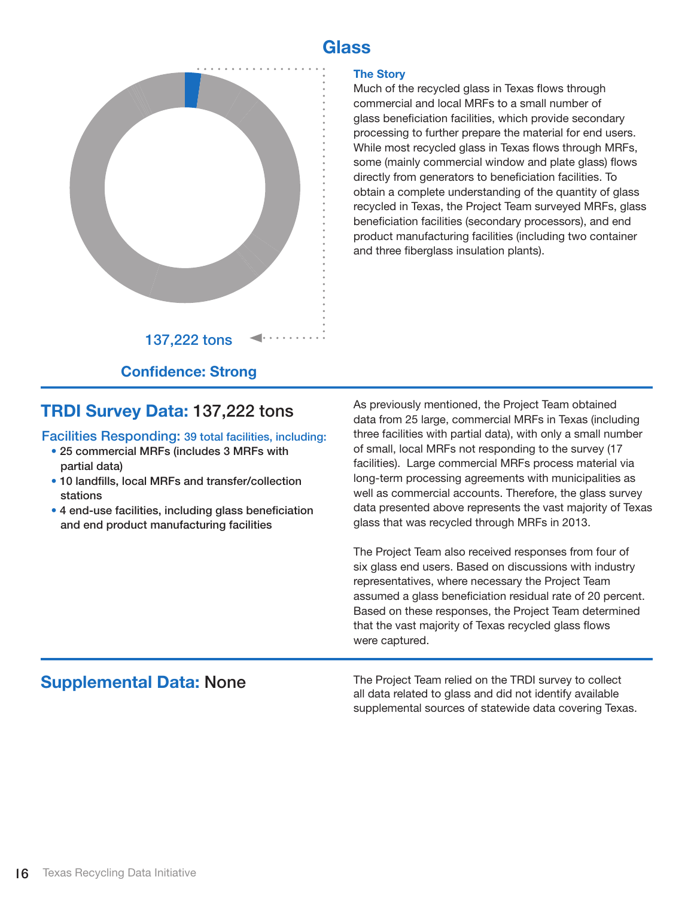# Glass

137,222 tons

**Confidence: Strong**

### The Story

Much of the recycled glass in Texas flows through commercial and local MRFs to a small number of glass beneficiation facilities, which provide secondary processing to further prepare the material for end users. While most recycled glass in Texas flows through MRFs, some (mainly commercial window and plate glass) flows directly from generators to beneficiation facilities. To obtain a complete understanding of the quantity of glass recycled in Texas, the Project Team surveyed MRFs, glass beneficiation facilities (secondary processors), and end product manufacturing facilities (including two container and three fiberglass insulation plants).

## TRDI Survey Data: 137,222 tons

**Facilities Responding:** 39 total facilities, including:

- 25 commercial MRFs (includes 3 MRFs with partial data)
- 10 landfills, local MRFs and transfer/collection stations
- 4 end-use facilities, including glass beneficiation and end product manufacturing facilities

As previously mentioned, the Project Team obtained data from 25 large, commercial MRFs in Texas (including three facilities with partial data), with only a small number of small, local MRFs not responding to the survey (17 facilities). Large commercial MRFs process material via long-term processing agreements with municipalities as well as commercial accounts. Therefore, the glass survey data presented above represents the vast majority of Texas glass that was recycled through MRFs in 2013.

The Project Team also received responses from four of six glass end users. Based on discussions with industry representatives, where necessary the Project Team assumed a glass beneficiation residual rate of 20 percent. Based on these responses, the Project Team determined that the vast majority of Texas recycled glass flows were captured.

## Supplemental Data: None

The Project Team relied on the TRDI survey to collect all data related to glass and did not identify available supplemental sources of statewide data covering Texas.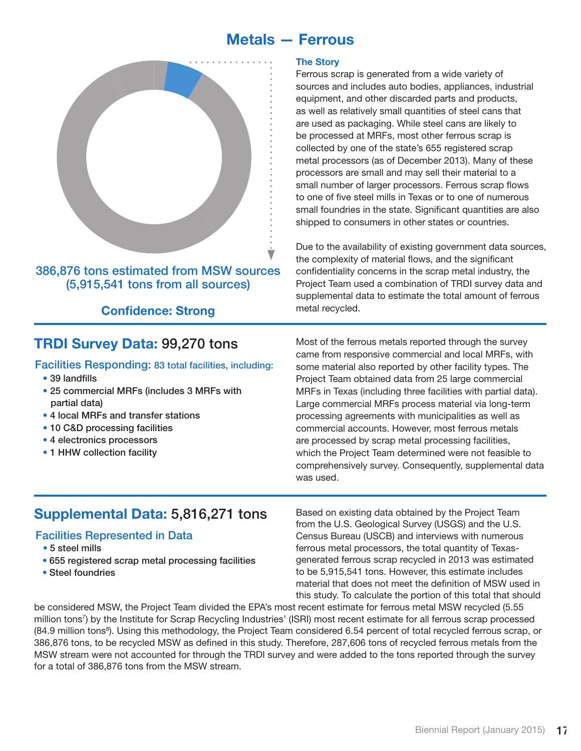# Metals — Ferrous

386,876 tons estimated from MSW sources
(5,915,541 tons from all sources)

**Confidence: Strong**

### The Story

Ferrous scrap is generated from a wide variety of sources and includes auto bodies, appliances, industrial equipment, and other discarded parts and products, as well as relatively small quantities of steel cans that are used as packaging. While steel cans are likely to be processed at MRFs, most other ferrous scrap is collected by one of the state's 655 registered scrap metal processors (as of December 2013). Many of these processors are small and may sell their material to a small number of larger processors. Ferrous scrap flows to one of five steel mills in Texas or to one of numerous small foundries in the state. Significant quantities are also shipped to consumers in other states or countries.

Due to the availability of existing government data sources, the complexity of material flows, and the significant confidentiality concerns in the scrap metal industry, the Project Team used a combination of TRDI survey data and supplemental data to estimate the total amount of ferrous metal recycled.

## TRDI Survey Data: 99,270 tons

### Facilities Responding: 83 total facilities, including:

- 39 landfills
- 25 commercial MRFs (includes 3 MRFs with partial data)
- 4 local MRFs and transfer stations
- 10 C&D processing facilities
- 4 electronics processors
- 1 HHW collection facility

Most of the ferrous metals reported through the survey came from responsive commercial and local MRFs, with some material also reported by other facility types. The Project Team obtained data from 25 large commercial MRFs in Texas (including three facilities with partial data). Large commercial MRFs process material via long-term processing agreements with municipalities as well as commercial accounts. However, most ferrous metals are processed by scrap metal processing facilities, which the Project Team determined were not feasible to comprehensively survey. Consequently, supplemental data was used.

## Supplemental Data: 5,816,271 tons

### Facilities Represented in Data

- 5 steel mills
- 655 registered scrap metal processing facilities
- Steel foundries

Based on existing data obtained by the Project Team from the U.S. Geological Survey (USGS) and the U.S. Census Bureau (USCB) and interviews with numerous ferrous metal processors, the total quantity of Texas-generated ferrous scrap recycled in 2013 was estimated to be 5,915,541 tons. However, this estimate includes material that does not meet the definition of MSW used in this study. To calculate the portion of this total that should be considered MSW, the Project Team divided the EPA's most recent estimate for ferrous metal MSW recycled (5.55 million tons[7]) by the Institute for Scrap Recycling Industries' (ISRI) most recent estimate for all ferrous scrap processed (84.9 million tons[8]). Using this methodology, the Project Team considered 6.54 percent of total recycled ferrous scrap, or 386,876 tons, to be recycled MSW as defined in this study. Therefore, 287,606 tons of recycled ferrous metals from the MSW stream were not accounted for through the TRDI survey and were added to the tons reported through the survey for a total of 386,876 tons from the MSW stream.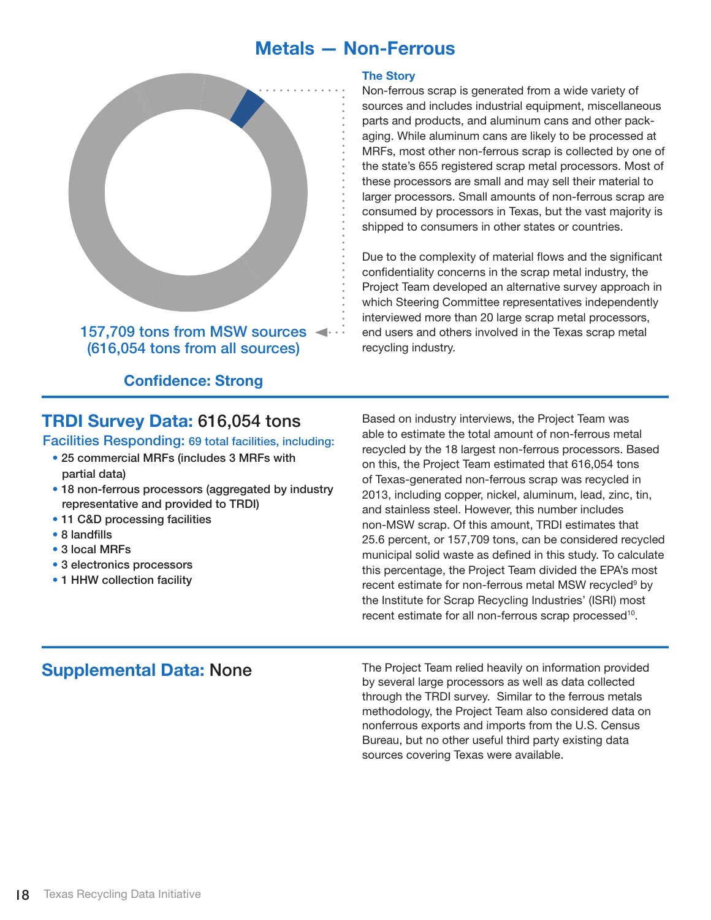# Metals — Non-Ferrous

157,709 tons from MSW sources
(616,054 tons from all sources)

**Confidence: Strong**

### The Story

Non-ferrous scrap is generated from a wide variety of sources and includes industrial equipment, miscellaneous parts and products, and aluminum cans and other packaging. While aluminum cans are likely to be processed at MRFs, most other non-ferrous scrap is collected by one of the state's 655 registered scrap metal processors. Most of these processors are small and may sell their material to larger processors. Small amounts of non-ferrous scrap are consumed by processors in Texas, but the vast majority is shipped to consumers in other states or countries.

Due to the complexity of material flows and the significant confidentiality concerns in the scrap metal industry, the Project Team developed an alternative survey approach in which Steering Committee representatives independently interviewed more than 20 large scrap metal processors, end users and others involved in the Texas scrap metal recycling industry.

## TRDI Survey Data: 616,054 tons

**Facilities Responding:** 69 total facilities, including:

- 25 commercial MRFs (includes 3 MRFs with partial data)
- 18 non-ferrous processors (aggregated by industry representative and provided to TRDI)
- 11 C&D processing facilities
- 8 landfills
- 3 local MRFs
- 3 electronics processors
- 1 HHW collection facility

Based on industry interviews, the Project Team was able to estimate the total amount of non-ferrous metal recycled by the 18 largest non-ferrous processors. Based on this, the Project Team estimated that 616,054 tons of Texas-generated non-ferrous scrap was recycled in 2013, including copper, nickel, aluminum, lead, zinc, tin, and stainless steel. However, this number includes non-MSW scrap. Of this amount, TRDI estimates that 25.6 percent, or 157,709 tons, can be considered recycled municipal solid waste as defined in this study. To calculate this percentage, the Project Team divided the EPA's most recent estimate for non-ferrous metal MSW recycled[9] by the Institute for Scrap Recycling Industries' (ISRI) most recent estimate for all non-ferrous scrap processed[10].

## Supplemental Data: None

The Project Team relied heavily on information provided by several large processors as well as data collected through the TRDI survey. Similar to the ferrous metals methodology, the Project Team also considered data on nonferrous exports and imports from the U.S. Census Bureau, but no other useful third party existing data sources covering Texas were available.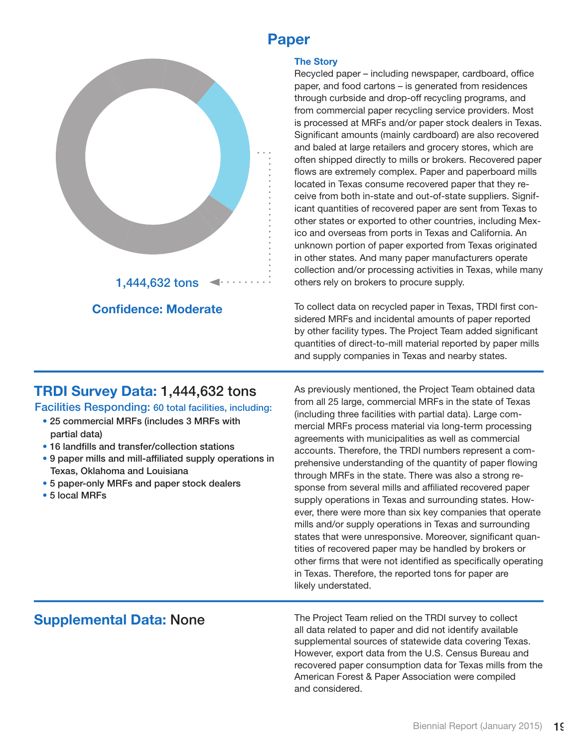# Paper

1,444,632 tons

**Confidence: Moderate**

### The Story

Recycled paper – including newspaper, cardboard, office paper, and food cartons – is generated from residences through curbside and drop-off recycling programs, and from commercial paper recycling service providers. Most is processed at MRFs and/or paper stock dealers in Texas. Significant amounts (mainly cardboard) are also recovered and baled at large retailers and grocery stores, which are often shipped directly to mills or brokers. Recovered paper flows are extremely complex. Paper and paperboard mills located in Texas consume recovered paper that they receive from both in-state and out-of-state suppliers. Significant quantities of recovered paper are sent from Texas to other states or exported to other countries, including Mexico and overseas from ports in Texas and California. An unknown portion of paper exported from Texas originated in other states. And many paper manufacturers operate collection and/or processing activities in Texas, while many others rely on brokers to procure supply.

To collect data on recycled paper in Texas, TRDI first considered MRFs and incidental amounts of paper reported by other facility types. The Project Team added significant quantities of direct-to-mill material reported by paper mills and supply companies in Texas and nearby states.

## TRDI Survey Data: 1,444,632 tons

**Facilities Responding:** 60 total facilities, including:

- 25 commercial MRFs (includes 3 MRFs with partial data)
- 16 landfills and transfer/collection stations
- 9 paper mills and mill-affiliated supply operations in Texas, Oklahoma and Louisiana
- 5 paper-only MRFs and paper stock dealers
- 5 local MRFs

As previously mentioned, the Project Team obtained data from all 25 large, commercial MRFs in the state of Texas (including three facilities with partial data). Large commercial MRFs process material via long-term processing agreements with municipalities as well as commercial accounts. Therefore, the TRDI numbers represent a comprehensive understanding of the quantity of paper flowing through MRFs in the state. There was also a strong response from several mills and affiliated recovered paper supply operations in Texas and surrounding states. However, there were more than six key companies that operate mills and/or supply operations in Texas and surrounding states that were unresponsive. Moreover, significant quantities of recovered paper may be handled by brokers or other firms that were not identified as specifically operating in Texas. Therefore, the reported tons for paper are likely understated.

## Supplemental Data: None

The Project Team relied on the TRDI survey to collect all data related to paper and did not identify available supplemental sources of statewide data covering Texas. However, export data from the U.S. Census Bureau and recovered paper consumption data for Texas mills from the American Forest & Paper Association were compiled and considered.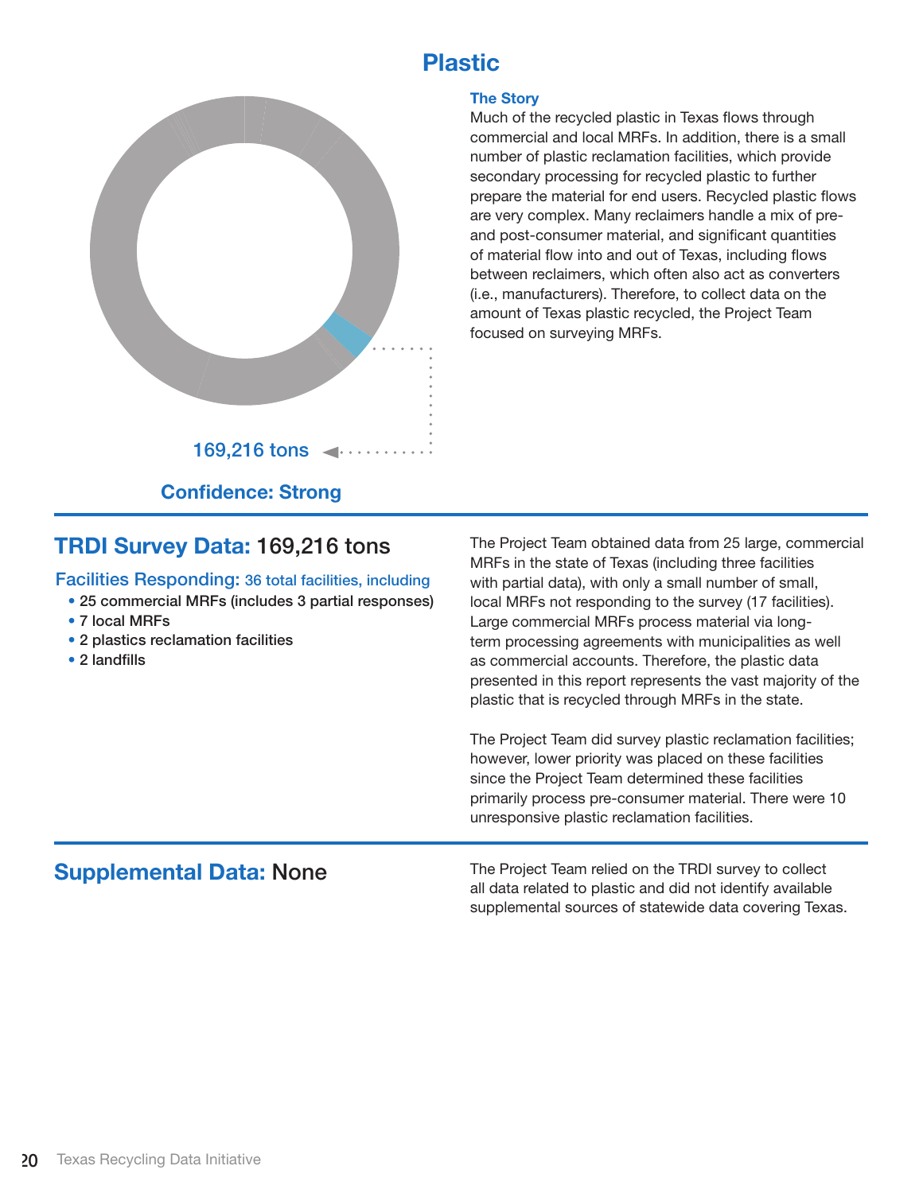# Plastic

169,216 tons

**Confidence: Strong**

### The Story

Much of the recycled plastic in Texas flows through commercial and local MRFs. In addition, there is a small number of plastic reclamation facilities, which provide secondary processing for recycled plastic to further prepare the material for end users. Recycled plastic flows are very complex. Many reclaimers handle a mix of pre- and post-consumer material, and significant quantities of material flow into and out of Texas, including flows between reclaimers, which often also act as converters (i.e., manufacturers). Therefore, to collect data on the amount of Texas plastic recycled, the Project Team focused on surveying MRFs.

## TRDI Survey Data: 169,216 tons

**Facilities Responding:** 36 total facilities, including

- 25 commercial MRFs (includes 3 partial responses)
- 7 local MRFs
- 2 plastics reclamation facilities
- 2 landfills

The Project Team obtained data from 25 large, commercial MRFs in the state of Texas (including three facilities with partial data), with only a small number of small, local MRFs not responding to the survey (17 facilities). Large commercial MRFs process material via long-term processing agreements with municipalities as well as commercial accounts. Therefore, the plastic data presented in this report represents the vast majority of the plastic that is recycled through MRFs in the state.

The Project Team did survey plastic reclamation facilities; however, lower priority was placed on these facilities since the Project Team determined these facilities primarily process pre-consumer material. There were 10 unresponsive plastic reclamation facilities.

## Supplemental Data: None

The Project Team relied on the TRDI survey to collect all data related to plastic and did not identify available supplemental sources of statewide data covering Texas.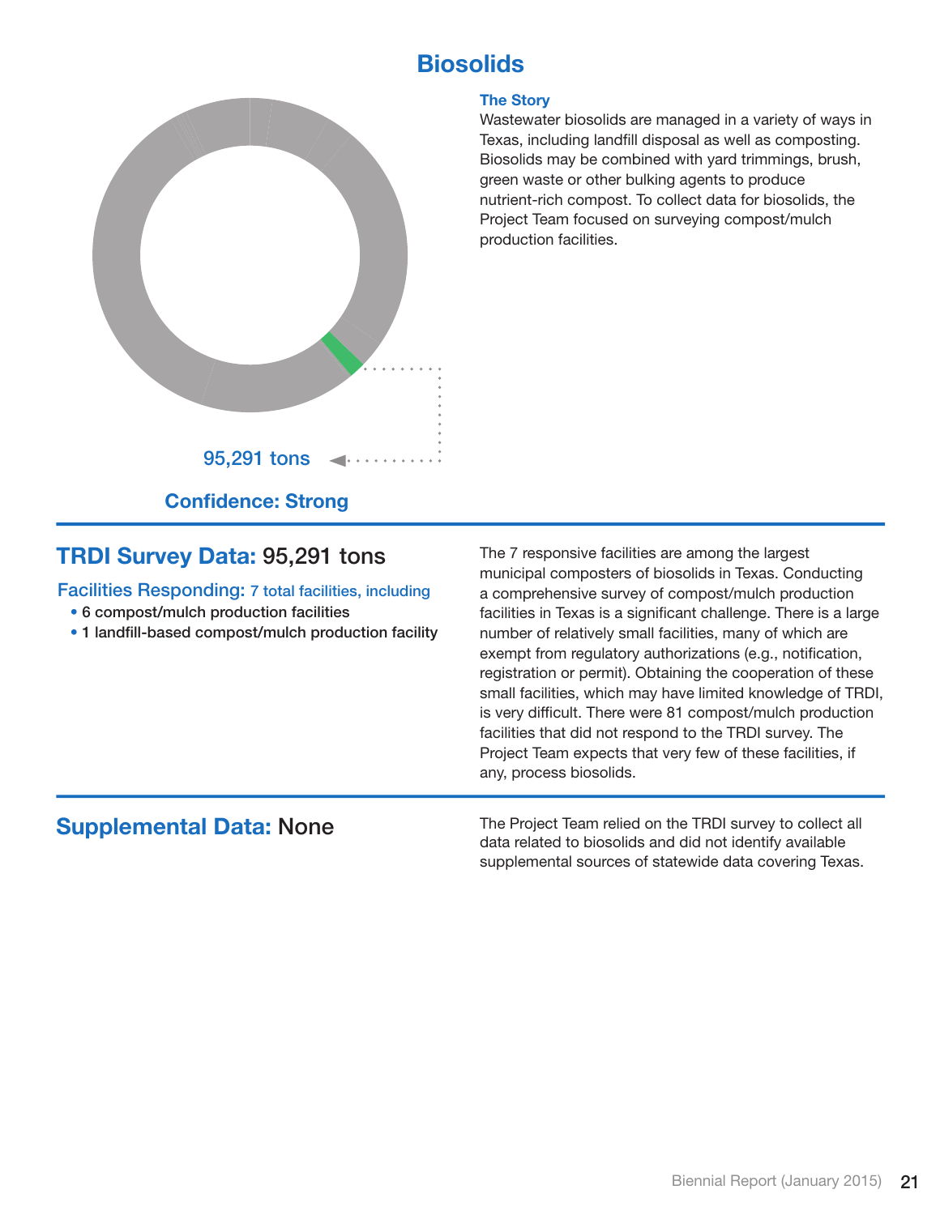# Biosolids

95,291 tons

**Confidence: Strong**

### The Story

Wastewater biosolids are managed in a variety of ways in Texas, including landfill disposal as well as composting. Biosolids may be combined with yard trimmings, brush, green waste or other bulking agents to produce nutrient-rich compost. To collect data for biosolids, the Project Team focused on surveying compost/mulch production facilities.

## TRDI Survey Data: 95,291 tons

**Facilities Responding:** 7 total facilities, including

- 6 compost/mulch production facilities
- 1 landfill-based compost/mulch production facility

The 7 responsive facilities are among the largest municipal composters of biosolids in Texas. Conducting a comprehensive survey of compost/mulch production facilities in Texas is a significant challenge. There is a large number of relatively small facilities, many of which are exempt from regulatory authorizations (e.g., notification, registration or permit). Obtaining the cooperation of these small facilities, which may have limited knowledge of TRDI, is very difficult. There were 81 compost/mulch production facilities that did not respond to the TRDI survey. The Project Team expects that very few of these facilities, if any, process biosolids.

## Supplemental Data: None

The Project Team relied on the TRDI survey to collect all data related to biosolids and did not identify available supplemental sources of statewide data covering Texas.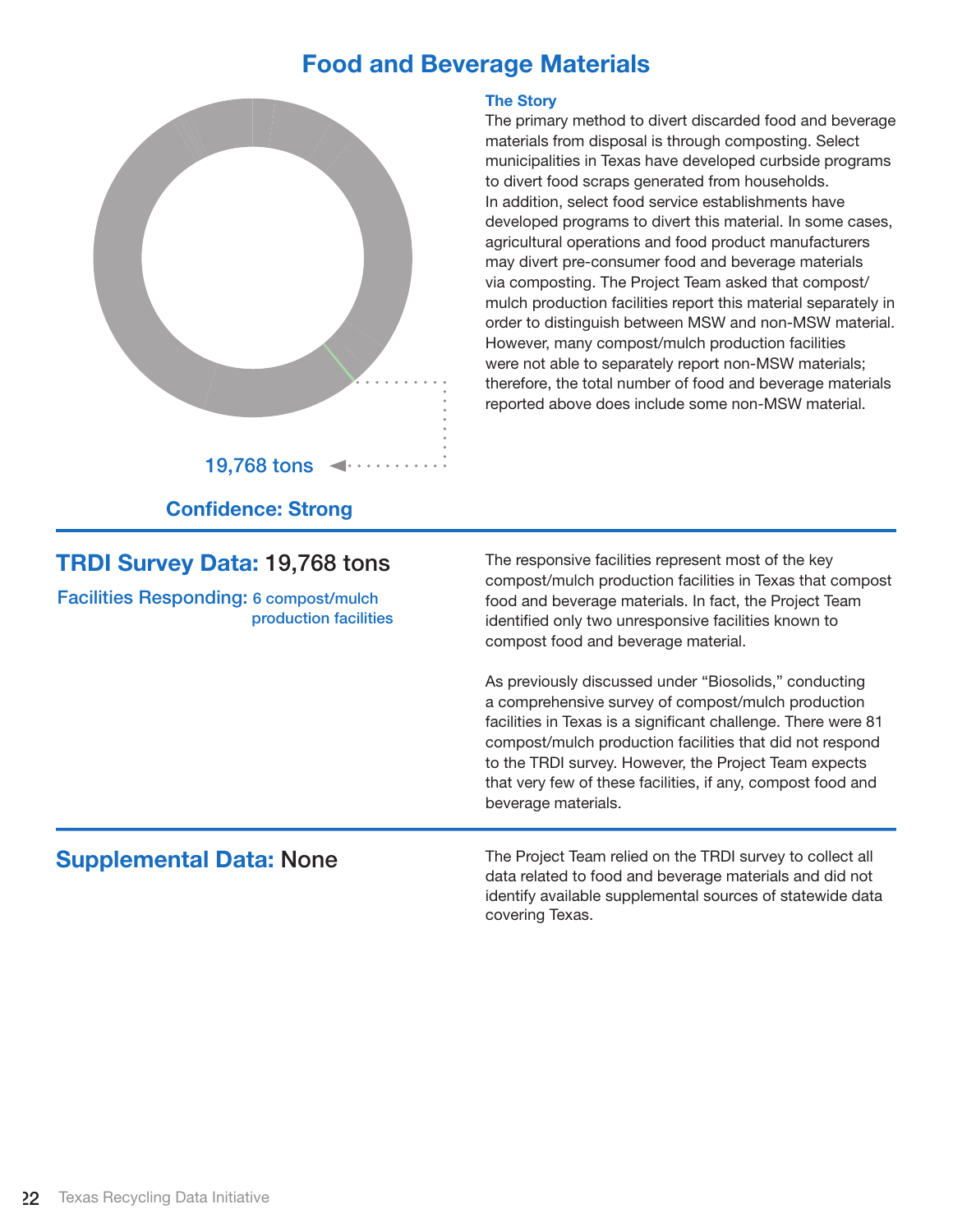# Food and Beverage Materials

19,768 tons

**Confidence: Strong**

### The Story

The primary method to divert discarded food and beverage materials from disposal is through composting. Select municipalities in Texas have developed curbside programs to divert food scraps generated from households. In addition, select food service establishments have developed programs to divert this material. In some cases, agricultural operations and food product manufacturers may divert pre-consumer food and beverage materials via composting. The Project Team asked that compost/mulch production facilities report this material separately in order to distinguish between MSW and non-MSW material. However, many compost/mulch production facilities were not able to separately report non-MSW materials; therefore, the total number of food and beverage materials reported above does include some non-MSW material.

## TRDI Survey Data: 19,768 tons

**Facilities Responding:** 6 compost/mulch production facilities

The responsive facilities represent most of the key compost/mulch production facilities in Texas that compost food and beverage materials. In fact, the Project Team identified only two unresponsive facilities known to compost food and beverage material.

As previously discussed under "Biosolids," conducting a comprehensive survey of compost/mulch production facilities in Texas is a significant challenge. There were 81 compost/mulch production facilities that did not respond to the TRDI survey. However, the Project Team expects that very few of these facilities, if any, compost food and beverage materials.

## Supplemental Data: None

The Project Team relied on the TRDI survey to collect all data related to food and beverage materials and did not identify available supplemental sources of statewide data covering Texas.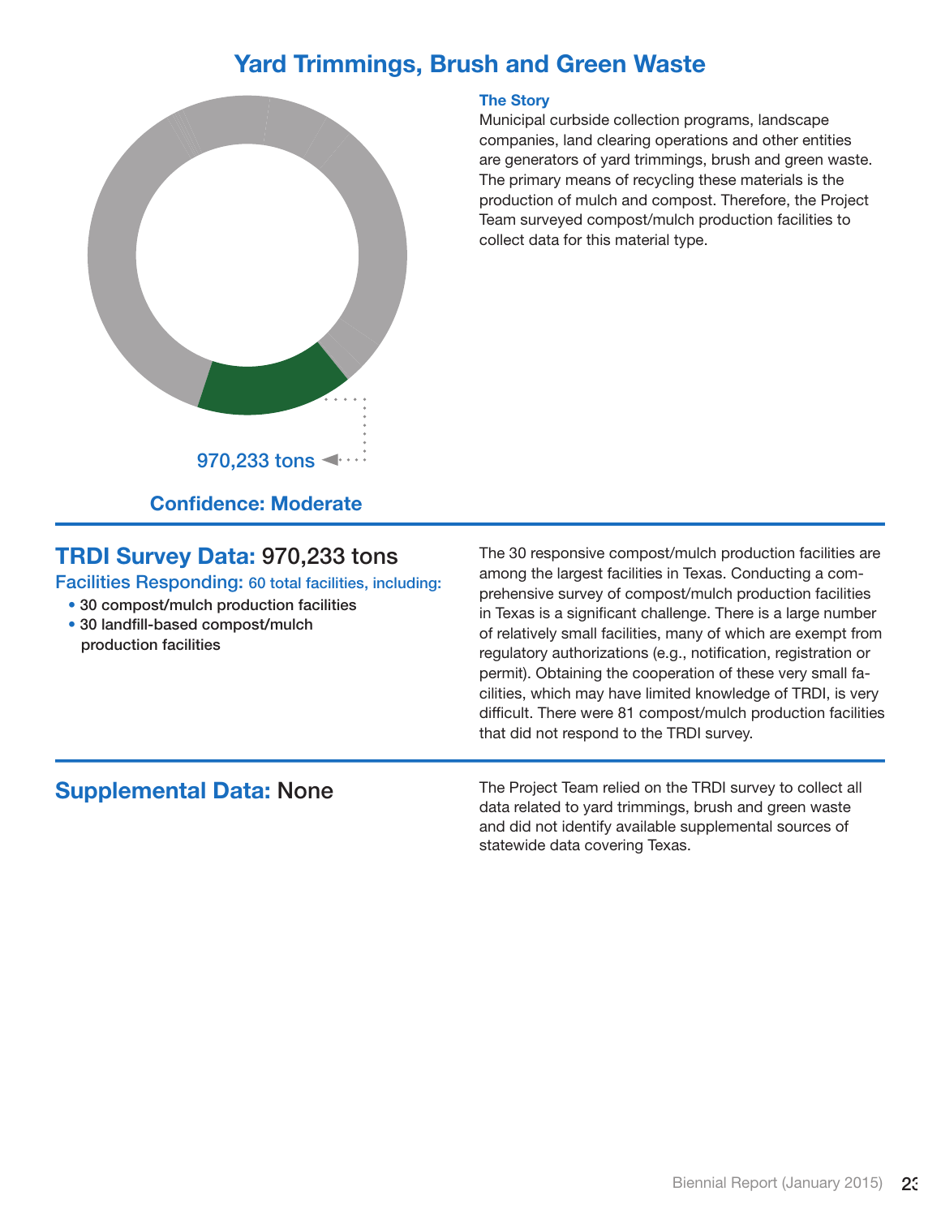# Yard Trimmings, Brush and Green Waste

970,233 tons

**Confidence: Moderate**

### The Story

Municipal curbside collection programs, landscape companies, land clearing operations and other entities are generators of yard trimmings, brush and green waste. The primary means of recycling these materials is the production of mulch and compost. Therefore, the Project Team surveyed compost/mulch production facilities to collect data for this material type.

## TRDI Survey Data: 970,233 tons

**Facilities Responding:** 60 total facilities, including:

- 30 compost/mulch production facilities
- 30 landfill-based compost/mulch production facilities

The 30 responsive compost/mulch production facilities are among the largest facilities in Texas. Conducting a comprehensive survey of compost/mulch production facilities in Texas is a significant challenge. There is a large number of relatively small facilities, many of which are exempt from regulatory authorizations (e.g., notification, registration or permit). Obtaining the cooperation of these very small facilities, which may have limited knowledge of TRDI, is very difficult. There were 81 compost/mulch production facilities that did not respond to the TRDI survey.

## Supplemental Data: None

The Project Team relied on the TRDI survey to collect all data related to yard trimmings, brush and green waste and did not identify available supplemental sources of statewide data covering Texas.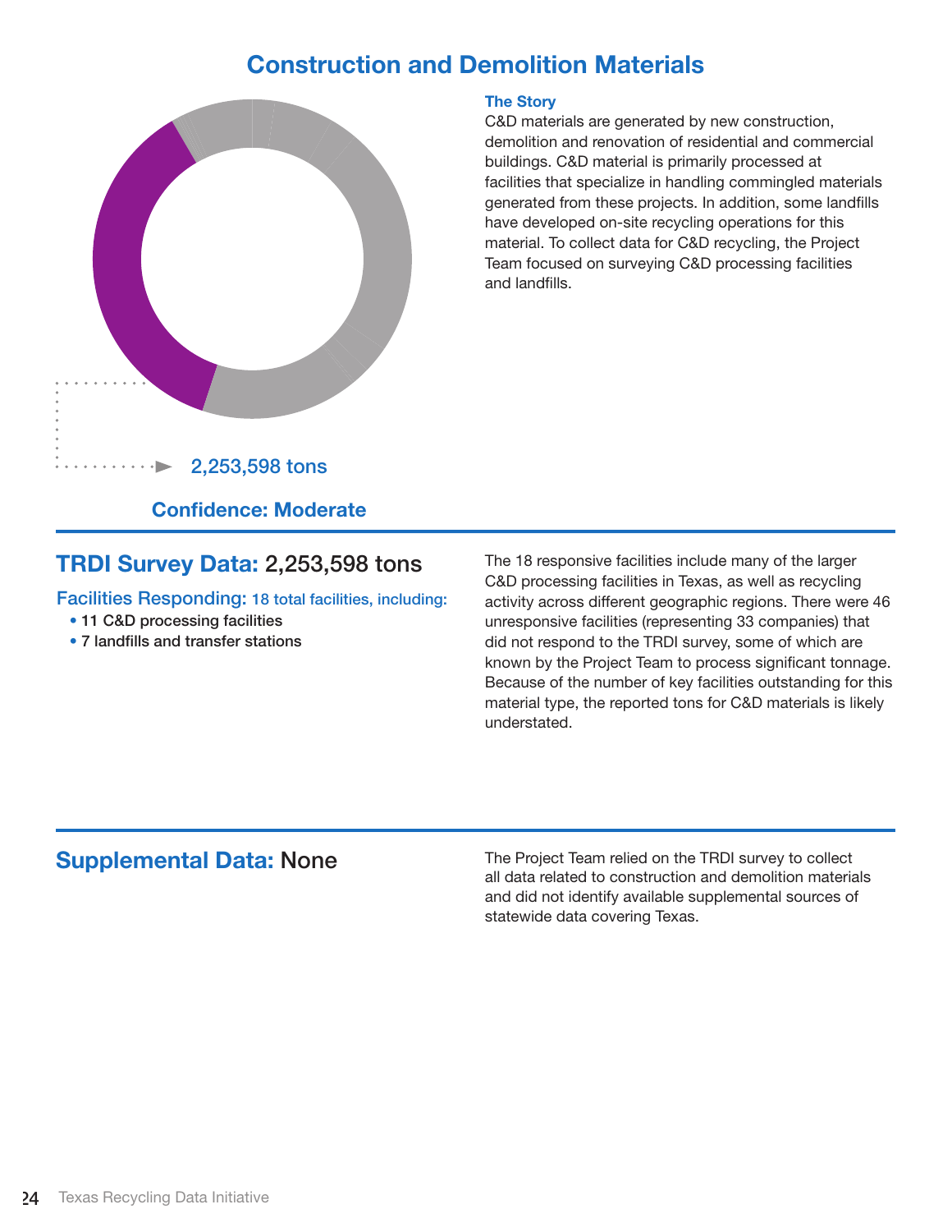# Construction and Demolition Materials

2,253,598 tons

**Confidence: Moderate**

### The Story

C&D materials are generated by new construction, demolition and renovation of residential and commercial buildings. C&D material is primarily processed at facilities that specialize in handling commingled materials generated from these projects. In addition, some landfills have developed on-site recycling operations for this material. To collect data for C&D recycling, the Project Team focused on surveying C&D processing facilities and landfills.

## TRDI Survey Data: 2,253,598 tons

### Facilities Responding: 18 total facilities, including:

- 11 C&D processing facilities
- 7 landfills and transfer stations

The 18 responsive facilities include many of the larger C&D processing facilities in Texas, as well as recycling activity across different geographic regions. There were 46 unresponsive facilities (representing 33 companies) that did not respond to the TRDI survey, some of which are known by the Project Team to process significant tonnage. Because of the number of key facilities outstanding for this material type, the reported tons for C&D materials is likely understated.

## Supplemental Data: None

The Project Team relied on the TRDI survey to collect all data related to construction and demolition materials and did not identify available supplemental sources of statewide data covering Texas.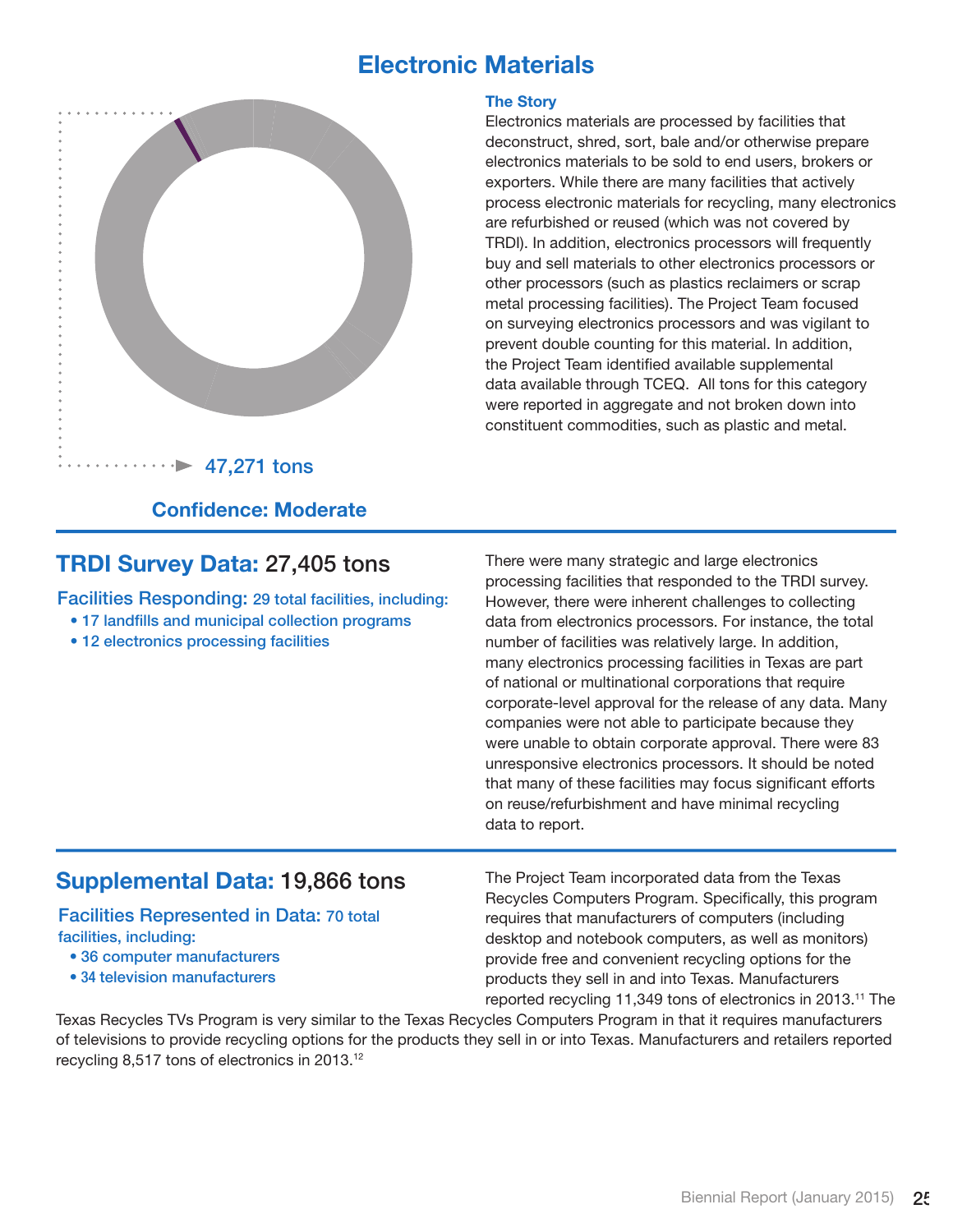# Electronic Materials

47,271 tons

**Confidence: Moderate**

### The Story

Electronics materials are processed by facilities that deconstruct, shred, sort, bale and/or otherwise prepare electronics materials to be sold to end users, brokers or exporters. While there are many facilities that actively process electronic materials for recycling, many electronics are refurbished or reused (which was not covered by TRDI). In addition, electronics processors will frequently buy and sell materials to other electronics processors or other processors (such as plastics reclaimers or scrap metal processing facilities). The Project Team focused on surveying electronics processors and was vigilant to prevent double counting for this material. In addition, the Project Team identified available supplemental data available through TCEQ. All tons for this category were reported in aggregate and not broken down into constituent commodities, such as plastic and metal.

## TRDI Survey Data: 27,405 tons

**Facilities Responding:** 29 total facilities, including:

- 17 landfills and municipal collection programs
- 12 electronics processing facilities

There were many strategic and large electronics processing facilities that responded to the TRDI survey. However, there were inherent challenges to collecting data from electronics processors. For instance, the total number of facilities was relatively large. In addition, many electronics processing facilities in Texas are part of national or multinational corporations that require corporate-level approval for the release of any data. Many companies were not able to participate because they were unable to obtain corporate approval. There were 83 unresponsive electronics processors. It should be noted that many of these facilities may focus significant efforts on reuse/refurbishment and have minimal recycling data to report.

## Supplemental Data: 19,866 tons

**Facilities Represented in Data:** 70 total facilities, including:

- 36 computer manufacturers
- 34 television manufacturers

The Project Team incorporated data from the Texas Recycles Computers Program. Specifically, this program requires that manufacturers of computers (including desktop and notebook computers, as well as monitors) provide free and convenient recycling options for the products they sell in and into Texas. Manufacturers reported recycling 11,349 tons of electronics in 2013.[11] The Texas Recycles TVs Program is very similar to the Texas Recycles Computers Program in that it requires manufacturers of televisions to provide recycling options for the products they sell in or into Texas. Manufacturers and retailers reported recycling 8,517 tons of electronics in 2013.[12]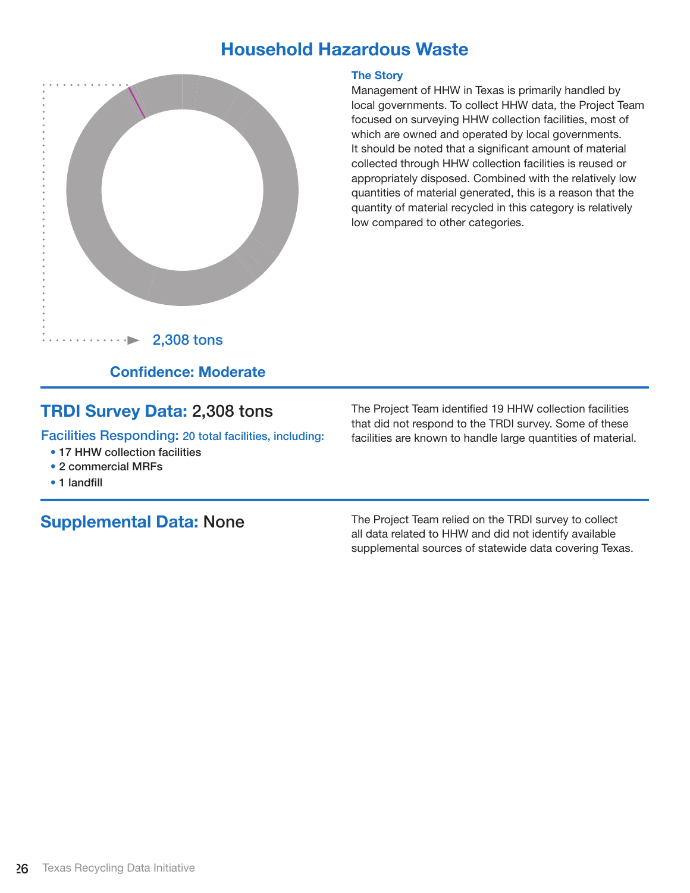# Household Hazardous Waste

2,308 tons

**Confidence: Moderate**

### The Story

Management of HHW in Texas is primarily handled by local governments. To collect HHW data, the Project Team focused on surveying HHW collection facilities, most of which are owned and operated by local governments. It should be noted that a significant amount of material collected through HHW collection facilities is reused or appropriately disposed. Combined with the relatively low quantities of material generated, this is a reason that the quantity of material recycled in this category is relatively low compared to other categories.

## TRDI Survey Data: 2,308 tons

**Facilities Responding:** 20 total facilities, including:

- 17 HHW collection facilities
- 2 commercial MRFs
- 1 landfill

The Project Team identified 19 HHW collection facilities that did not respond to the TRDI survey. Some of these facilities are known to handle large quantities of material.

## Supplemental Data: None

The Project Team relied on the TRDI survey to collect all data related to HHW and did not identify available supplemental sources of statewide data covering Texas.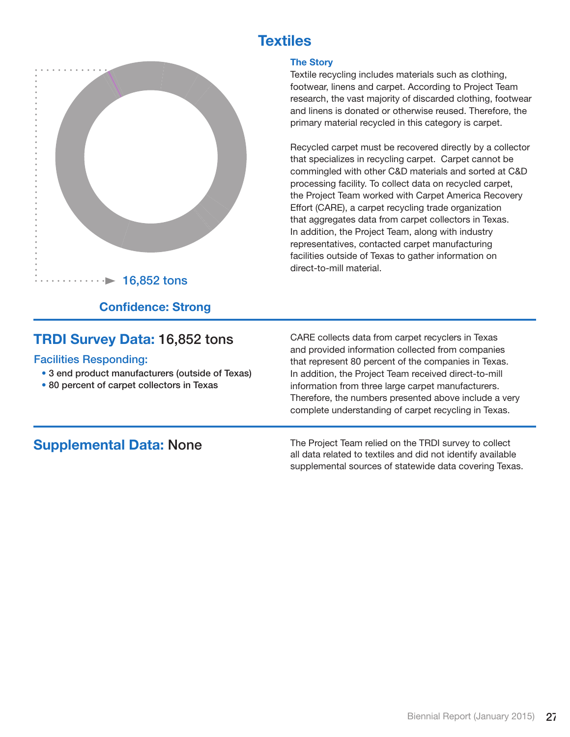# Textiles

16,852 tons

**Confidence: Strong**

### The Story

Textile recycling includes materials such as clothing, footwear, linens and carpet. According to Project Team research, the vast majority of discarded clothing, footwear and linens is donated or otherwise reused. Therefore, the primary material recycled in this category is carpet.

Recycled carpet must be recovered directly by a collector that specializes in recycling carpet. Carpet cannot be commingled with other C&D materials and sorted at C&D processing facility. To collect data on recycled carpet, the Project Team worked with Carpet America Recovery Effort (CARE), a carpet recycling trade organization that aggregates data from carpet collectors in Texas. In addition, the Project Team, along with industry representatives, contacted carpet manufacturing facilities outside of Texas to gather information on direct-to-mill material.

## TRDI Survey Data: 16,852 tons

### Facilities Responding:

- 3 end product manufacturers (outside of Texas)
- 80 percent of carpet collectors in Texas

CARE collects data from carpet recyclers in Texas and provided information collected from companies that represent 80 percent of the companies in Texas. In addition, the Project Team received direct-to-mill information from three large carpet manufacturers. Therefore, the numbers presented above include a very complete understanding of carpet recycling in Texas.

## Supplemental Data: None

The Project Team relied on the TRDI survey to collect all data related to textiles and did not identify available supplemental sources of statewide data covering Texas.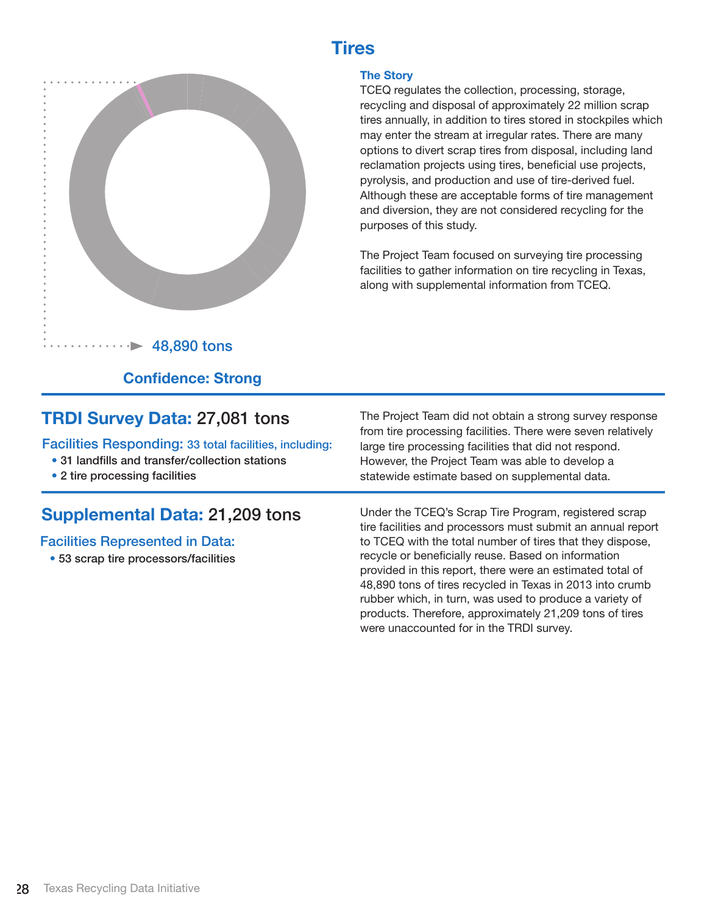# Tires

48,890 tons

**Confidence: Strong**

### The Story

TCEQ regulates the collection, processing, storage, recycling and disposal of approximately 22 million scrap tires annually, in addition to tires stored in stockpiles which may enter the stream at irregular rates. There are many options to divert scrap tires from disposal, including land reclamation projects using tires, beneficial use projects, pyrolysis, and production and use of tire-derived fuel. Although these are acceptable forms of tire management and diversion, they are not considered recycling for the purposes of this study.

The Project Team focused on surveying tire processing facilities to gather information on tire recycling in Texas, along with supplemental information from TCEQ.

## TRDI Survey Data: 27,081 tons

**Facilities Responding:** 33 total facilities, including:

- 31 landfills and transfer/collection stations
- 2 tire processing facilities

The Project Team did not obtain a strong survey response from tire processing facilities. There were seven relatively large tire processing facilities that did not respond. However, the Project Team was able to develop a statewide estimate based on supplemental data.

## Supplemental Data: 21,209 tons

**Facilities Represented in Data:**

- 53 scrap tire processors/facilities

Under the TCEQ's Scrap Tire Program, registered scrap tire facilities and processors must submit an annual report to TCEQ with the total number of tires that they dispose, recycle or beneficially reuse. Based on information provided in this report, there were an estimated total of 48,890 tons of tires recycled in Texas in 2013 into crumb rubber which, in turn, was used to produce a variety of products. Therefore, approximately 21,209 tons of tires were unaccounted for in the TRDI survey.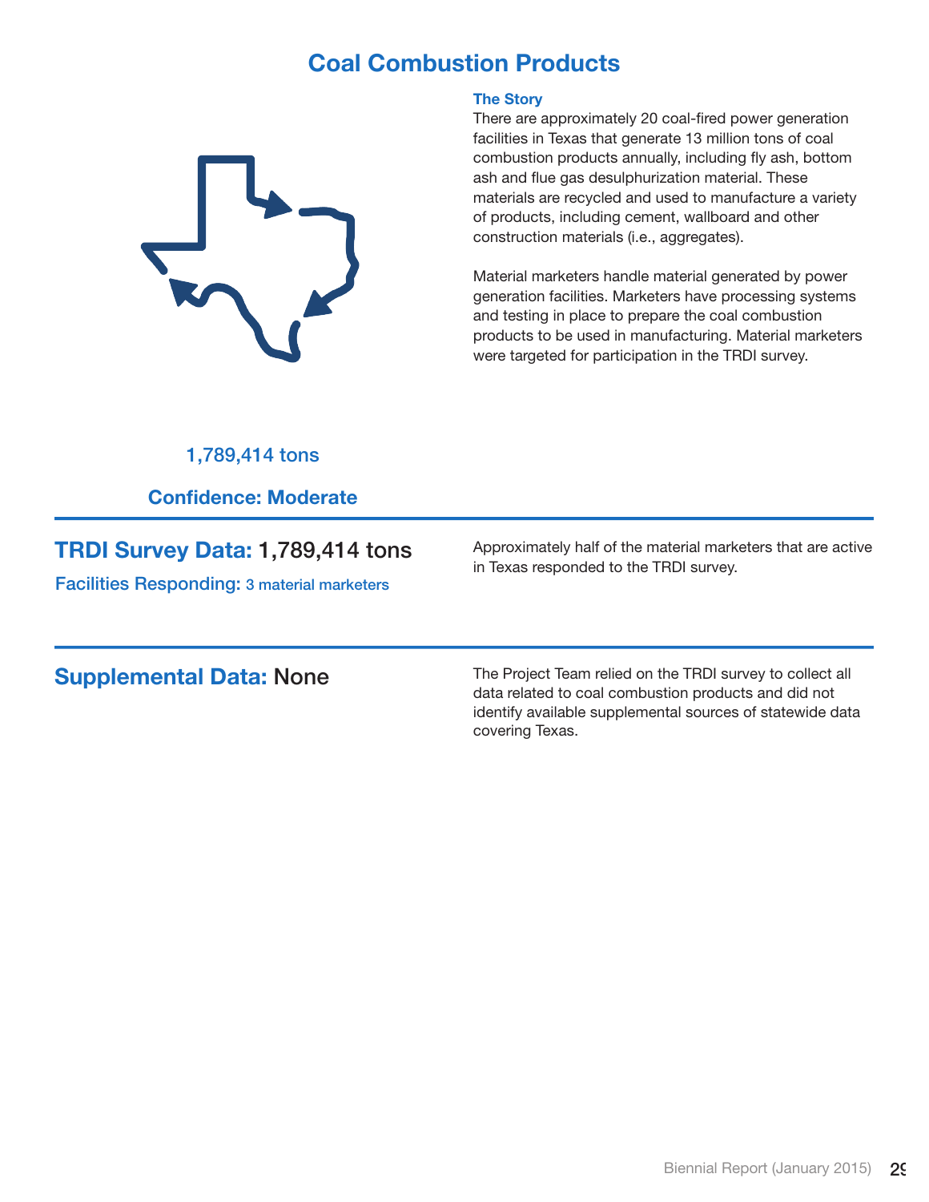# Coal Combustion Products

### The Story

There are approximately 20 coal-fired power generation facilities in Texas that generate 13 million tons of coal combustion products annually, including fly ash, bottom ash and flue gas desulphurization material. These materials are recycled and used to manufacture a variety of products, including cement, wallboard and other construction materials (i.e., aggregates).

Material marketers handle material generated by power generation facilities. Marketers have processing systems and testing in place to prepare the coal combustion products to be used in manufacturing. Material marketers were targeted for participation in the TRDI survey.

1,789,414 tons

**Confidence: Moderate**

## TRDI Survey Data: 1,789,414 tons

**Facilities Responding:** 3 material marketers

Approximately half of the material marketers that are active in Texas responded to the TRDI survey.

## Supplemental Data: None

The Project Team relied on the TRDI survey to collect all data related to coal combustion products and did not identify available supplemental sources of statewide data covering Texas.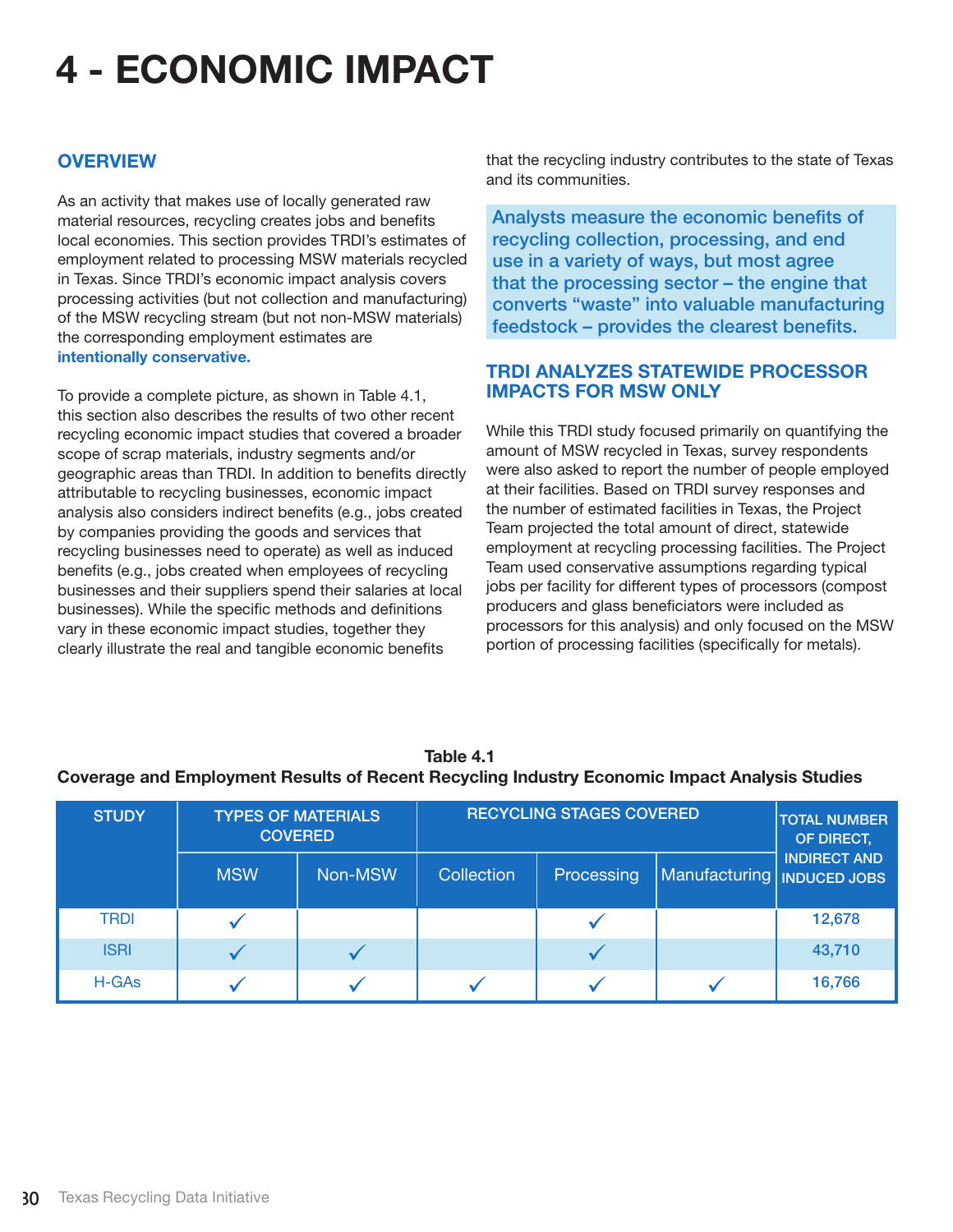# 4 - ECONOMIC IMPACT

## OVERVIEW

As an activity that makes use of locally generated raw material resources, recycling creates jobs and benefits local economies. This section provides TRDI's estimates of employment related to processing MSW materials recycled in Texas. Since TRDI's economic impact analysis covers processing activities (but not collection and manufacturing) of the MSW recycling stream (but not non-MSW materials) the corresponding employment estimates are **intentionally conservative.**

To provide a complete picture, as shown in Table 4.1, this section also describes the results of two other recent recycling economic impact studies that covered a broader scope of scrap materials, industry segments and/or geographic areas than TRDI. In addition to benefits directly attributable to recycling businesses, economic impact analysis also considers indirect benefits (e.g., jobs created by companies providing the goods and services that recycling businesses need to operate) as well as induced benefits (e.g., jobs created when employees of recycling businesses and their suppliers spend their salaries at local businesses). While the specific methods and definitions vary in these economic impact studies, together they clearly illustrate the real and tangible economic benefits that the recycling industry contributes to the state of Texas and its communities.

**Analysts measure the economic benefits of recycling collection, processing, and end use in a variety of ways, but most agree that the processing sector – the engine that converts "waste" into valuable manufacturing feedstock – provides the clearest benefits.**

## TRDI ANALYZES STATEWIDE PROCESSOR IMPACTS FOR MSW ONLY

While this TRDI study focused primarily on quantifying the amount of MSW recycled in Texas, survey respondents were also asked to report the number of people employed at their facilities. Based on TRDI survey responses and the number of estimated facilities in Texas, the Project Team projected the total amount of direct, statewide employment at recycling processing facilities. The Project Team used conservative assumptions regarding typical jobs per facility for different types of processors (compost producers and glass beneficiators were included as processors for this analysis) and only focused on the MSW portion of processing facilities (specifically for metals).

**Table 4.1**
**Coverage and Employment Results of Recent Recycling Industry Economic Impact Analysis Studies**

| STUDY | TYPES OF MATERIALS COVERED | | RECYCLING STAGES COVERED | | | TOTAL NUMBER OF DIRECT, INDIRECT AND INDUCED JOBS |
|---|---|---|---|---|---|---|
| | MSW | Non-MSW | Collection | Processing | Manufacturing | |
| TRDI | ✓ | | | ✓ | | 12,678 |
| ISRI | ✓ | ✓ | | ✓ | | 43,710 |
| H-GAs | ✓ | ✓ | ✓ | ✓ | ✓ | 16,766 |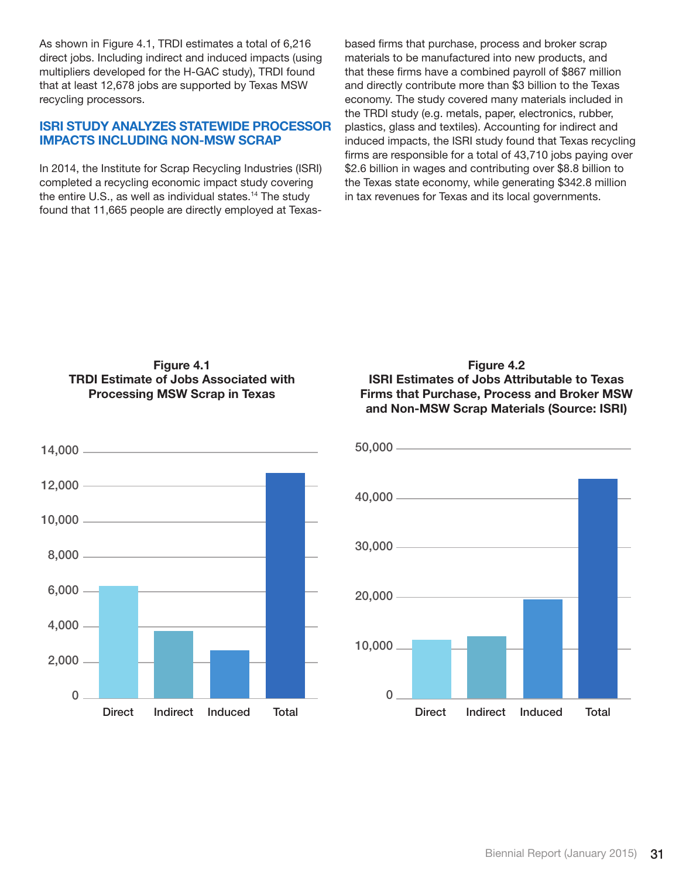As shown in Figure 4.1, TRDI estimates a total of 6,216 direct jobs. Including indirect and induced impacts (using multipliers developed for the H-GAC study), TRDI found that at least 12,678 jobs are supported by Texas MSW recycling processors.

## ISRI STUDY ANALYZES STATEWIDE PROCESSOR IMPACTS INCLUDING NON-MSW SCRAP

In 2014, the Institute for Scrap Recycling Industries (ISRI) completed a recycling economic impact study covering the entire U.S., as well as individual states.[14] The study found that 11,665 people are directly employed at Texas-based firms that purchase, process and broker scrap materials to be manufactured into new products, and that these firms have a combined payroll of $867 million and directly contribute more than $3 billion to the Texas economy. The study covered many materials included in the TRDI study (e.g. metals, paper, electronics, rubber, plastics, glass and textiles). Accounting for indirect and induced impacts, the ISRI study found that Texas recycling firms are responsible for a total of 43,710 jobs paying over $2.6 billion in wages and contributing over $8.8 billion to the Texas state economy, while generating $342.8 million in tax revenues for Texas and its local governments.

**Figure 4.1**
**TRDI Estimate of Jobs Associated with Processing MSW Scrap in Texas**

**Figure 4.2**
**ISRI Estimates of Jobs Attributable to Texas Firms that Purchase, Process and Broker MSW and Non-MSW Scrap Materials (Source: ISRI)**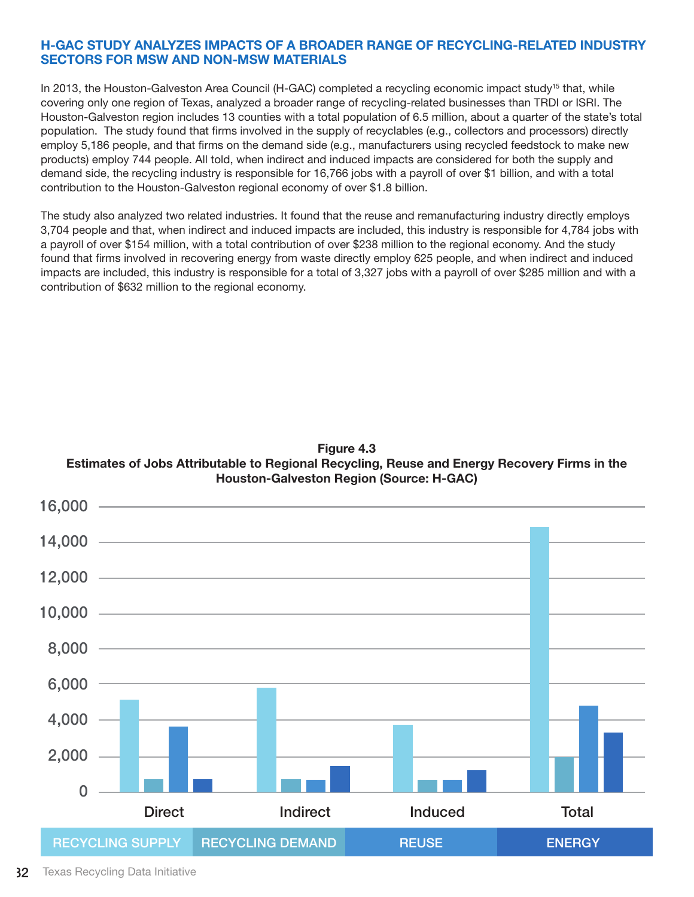## H-GAC STUDY ANALYZES IMPACTS OF A BROADER RANGE OF RECYCLING-RELATED INDUSTRY SECTORS FOR MSW AND NON-MSW MATERIALS

In 2013, the Houston-Galveston Area Council (H-GAC) completed a recycling economic impact study[15] that, while covering only one region of Texas, analyzed a broader range of recycling-related businesses than TRDI or ISRI. The Houston-Galveston region includes 13 counties with a total population of 6.5 million, about a quarter of the state's total population. The study found that firms involved in the supply of recyclables (e.g., collectors and processors) directly employ 5,186 people, and that firms on the demand side (e.g., manufacturers using recycled feedstock to make new products) employ 744 people. All told, when indirect and induced impacts are considered for both the supply and demand side, the recycling industry is responsible for 16,766 jobs with a payroll of over $1 billion, and with a total contribution to the Houston-Galveston regional economy of over $1.8 billion.

The study also analyzed two related industries. It found that the reuse and remanufacturing industry directly employs 3,704 people and that, when indirect and induced impacts are included, this industry is responsible for 4,784 jobs with a payroll of over $154 million, with a total contribution of over $238 million to the regional economy. And the study found that firms involved in recovering energy from waste directly employ 625 people, and when indirect and induced impacts are included, this industry is responsible for a total of 3,327 jobs with a payroll of over $285 million and with a contribution of $632 million to the regional economy.

**Figure 4.3**
**Estimates of Jobs Attributable to Regional Recycling, Reuse and Energy Recovery Firms in the Houston-Galveston Region (Source: H-GAC)**

Legend: RECYCLING SUPPLY, RECYCLING DEMAND, REUSE, ENERGY

Categories: Direct, Indirect, Induced, Total (y-axis 0 to 16,000)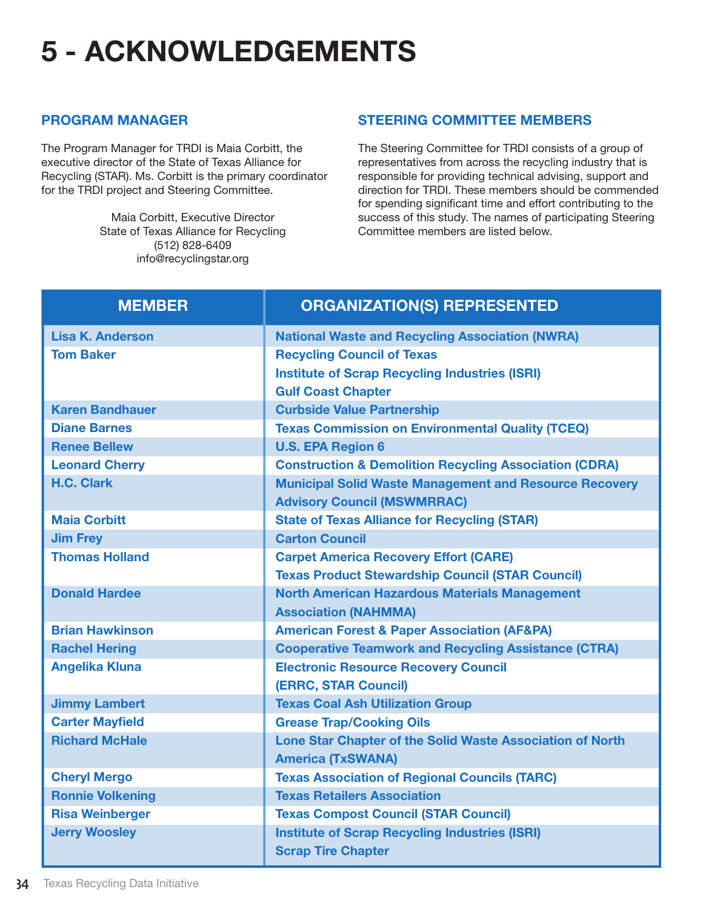# 5 - ACKNOWLEDGEMENTS

## PROGRAM MANAGER

The Program Manager for TRDI is Maia Corbitt, the executive director of the State of Texas Alliance for Recycling (STAR). Ms. Corbitt is the primary coordinator for the TRDI project and Steering Committee.

Maia Corbitt, Executive Director
State of Texas Alliance for Recycling
(512) 828-6409
info@recyclingstar.org

## STEERING COMMITTEE MEMBERS

The Steering Committee for TRDI consists of a group of representatives from across the recycling industry that is responsible for providing technical advising, support and direction for TRDI. These members should be commended for spending significant time and effort contributing to the success of this study. The names of participating Steering Committee members are listed below.

| MEMBER | ORGANIZATION(S) REPRESENTED |
|---|---|
| Lisa K. Anderson | National Waste and Recycling Association (NWRA) |
| Tom Baker | Recycling Council of Texas<br>Institute of Scrap Recycling Industries (ISRI)<br>Gulf Coast Chapter |
| Karen Bandhauer | Curbside Value Partnership |
| Diane Barnes | Texas Commission on Environmental Quality (TCEQ) |
| Renee Bellew | U.S. EPA Region 6 |
| Leonard Cherry | Construction & Demolition Recycling Association (CDRA) |
| H.C. Clark | Municipal Solid Waste Management and Resource Recovery Advisory Council (MSWMRRAC) |
| Maia Corbitt | State of Texas Alliance for Recycling (STAR) |
| Jim Frey | Carton Council |
| Thomas Holland | Carpet America Recovery Effort (CARE)<br>Texas Product Stewardship Council (STAR Council) |
| Donald Hardee | North American Hazardous Materials Management Association (NAHMMA) |
| Brian Hawkinson | American Forest & Paper Association (AF&PA) |
| Rachel Hering | Cooperative Teamwork and Recycling Assistance (CTRA) |
| Angelika Kluna | Electronic Resource Recovery Council (ERRC, STAR Council) |
| Jimmy Lambert | Texas Coal Ash Utilization Group |
| Carter Mayfield | Grease Trap/Cooking Oils |
| Richard McHale | Lone Star Chapter of the Solid Waste Association of North America (TxSWANA) |
| Cheryl Mergo | Texas Association of Regional Councils (TARC) |
| Ronnie Volkening | Texas Retailers Association |
| Risa Weinberger | Texas Compost Council (STAR Council) |
| Jerry Woosley | Institute of Scrap Recycling Industries (ISRI)<br>Scrap Tire Chapter |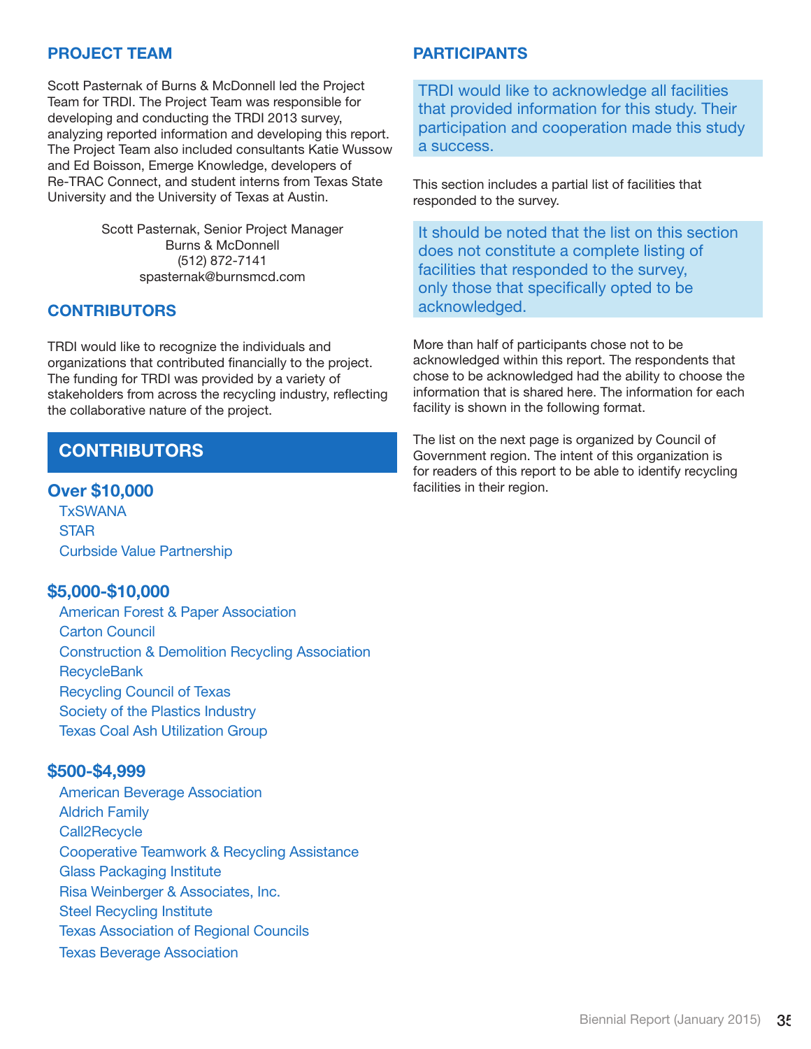## PROJECT TEAM

Scott Pasternak of Burns & McDonnell led the Project Team for TRDI. The Project Team was responsible for developing and conducting the TRDI 2013 survey, analyzing reported information and developing this report. The Project Team also included consultants Katie Wussow and Ed Boisson, Emerge Knowledge, developers of Re-TRAC Connect, and student interns from Texas State University and the University of Texas at Austin.

Scott Pasternak, Senior Project Manager
Burns & McDonnell
(512) 872-7141
spasternak@burnsmcd.com

## CONTRIBUTORS

TRDI would like to recognize the individuals and organizations that contributed financially to the project. The funding for TRDI was provided by a variety of stakeholders from across the recycling industry, reflecting the collaborative nature of the project.

## CONTRIBUTORS

### Over $10,000

- TxSWANA
- STAR
- Curbside Value Partnership

### $5,000-$10,000

- American Forest & Paper Association
- Carton Council
- Construction & Demolition Recycling Association
- RecycleBank
- Recycling Council of Texas
- Society of the Plastics Industry
- Texas Coal Ash Utilization Group

### $500-$4,999

- American Beverage Association
- Aldrich Family
- Call2Recycle
- Cooperative Teamwork & Recycling Assistance
- Glass Packaging Institute
- Risa Weinberger & Associates, Inc.
- Steel Recycling Institute
- Texas Association of Regional Councils
- Texas Beverage Association

## PARTICIPANTS

TRDI would like to acknowledge all facilities that provided information for this study. Their participation and cooperation made this study a success.

This section includes a partial list of facilities that responded to the survey.

It should be noted that the list on this section does not constitute a complete listing of facilities that responded to the survey, only those that specifically opted to be acknowledged.

More than half of participants chose not to be acknowledged within this report. The respondents that chose to be acknowledged had the ability to choose the information that is shared here. The information for each facility is shown in the following format.

The list on the next page is organized by Council of Government region. The intent of this organization is for readers of this report to be able to identify recycling facilities in their region.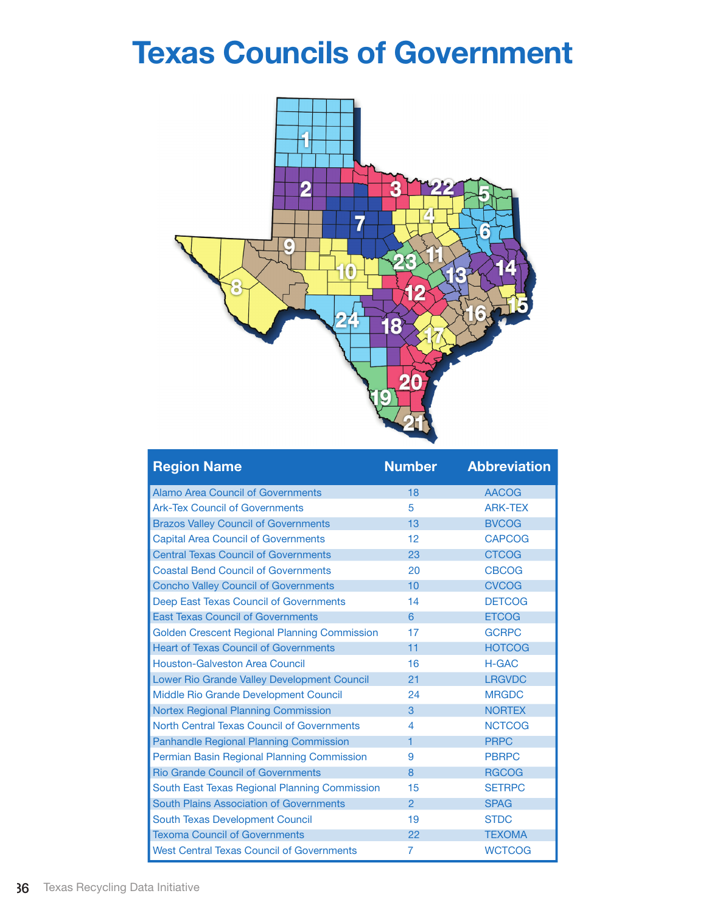# Texas Councils of Government

| Region Name | Number | Abbreviation |
|---|---|---|
| Alamo Area Council of Governments | 18 | AACOG |
| Ark-Tex Council of Governments | 5 | ARK-TEX |
| Brazos Valley Council of Governments | 13 | BVCOG |
| Capital Area Council of Governments | 12 | CAPCOG |
| Central Texas Council of Governments | 23 | CTCOG |
| Coastal Bend Council of Governments | 20 | CBCOG |
| Concho Valley Council of Governments | 10 | CVCOG |
| Deep East Texas Council of Governments | 14 | DETCOG |
| East Texas Council of Governments | 6 | ETCOG |
| Golden Crescent Regional Planning Commission | 17 | GCRPC |
| Heart of Texas Council of Governments | 11 | HOTCOG |
| Houston-Galveston Area Council | 16 | H-GAC |
| Lower Rio Grande Valley Development Council | 21 | LRGVDC |
| Middle Rio Grande Development Council | 24 | MRGDC |
| Nortex Regional Planning Commission | 3 | NORTEX |
| North Central Texas Council of Governments | 4 | NCTCOG |
| Panhandle Regional Planning Commission | 1 | PRPC |
| Permian Basin Regional Planning Commission | 9 | PBRPC |
| Rio Grande Council of Governments | 8 | RGCOG |
| South East Texas Regional Planning Commission | 15 | SETRPC |
| South Plains Association of Governments | 2 | SPAG |
| South Texas Development Council | 19 | STDC |
| Texoma Council of Governments | 22 | TEXOMA |
| West Central Texas Council of Governments | 7 | WCTCOG |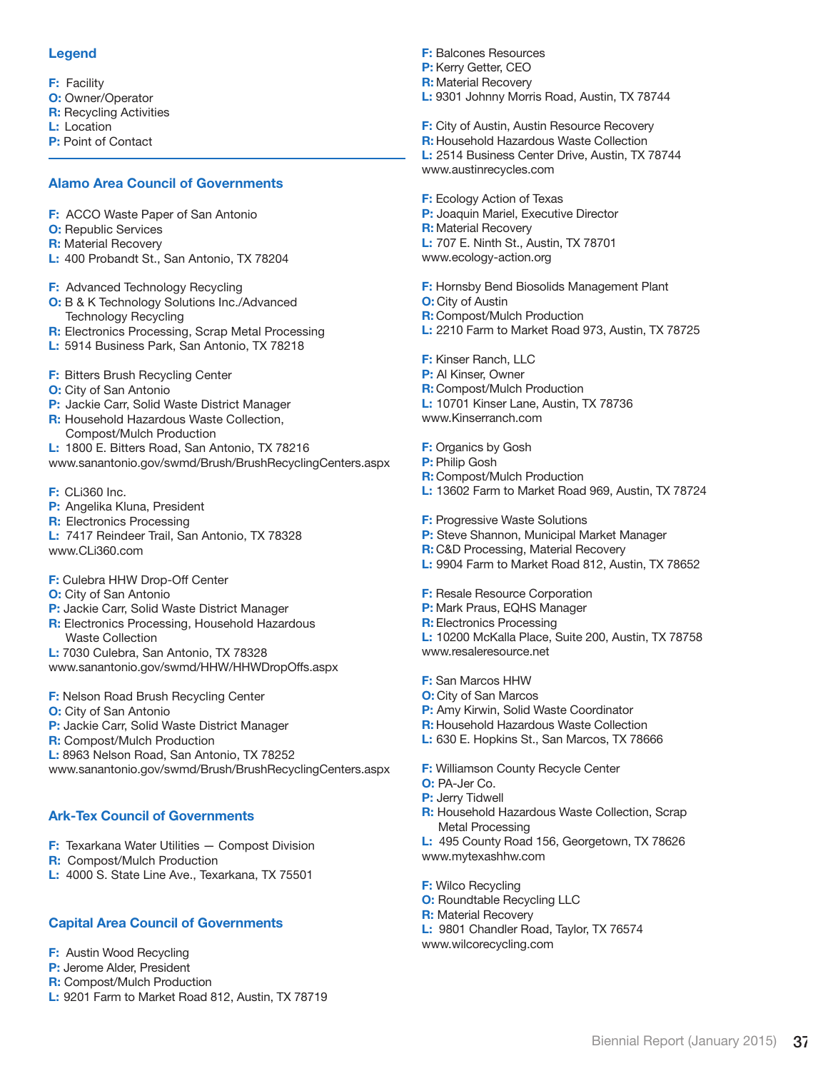## Legend

**F:** Facility
**O:** Owner/Operator
**R:** Recycling Activities
**L:** Location
**P:** Point of Contact

## Alamo Area Council of Governments

**F:** ACCO Waste Paper of San Antonio
**O:** Republic Services
**R:** Material Recovery
**L:** 400 Probandt St., San Antonio, TX 78204

**F:** Advanced Technology Recycling
**O:** B & K Technology Solutions Inc./Advanced Technology Recycling
**R:** Electronics Processing, Scrap Metal Processing
**L:** 5914 Business Park, San Antonio, TX 78218

**F:** Bitters Brush Recycling Center
**O:** City of San Antonio
**P:** Jackie Carr, Solid Waste District Manager
**R:** Household Hazardous Waste Collection, Compost/Mulch Production
**L:** 1800 E. Bitters Road, San Antonio, TX 78216
www.sanantonio.gov/swmd/Brush/BrushRecyclingCenters.aspx

**F:** CLi360 Inc.
**P:** Angelika Kluna, President
**R:** Electronics Processing
**L:** 7417 Reindeer Trail, San Antonio, TX 78328
www.CLi360.com

**F:** Culebra HHW Drop-Off Center
**O:** City of San Antonio
**P:** Jackie Carr, Solid Waste District Manager
**R:** Electronics Processing, Household Hazardous Waste Collection
**L:** 7030 Culebra, San Antonio, TX 78328
www.sanantonio.gov/swmd/HHW/HHWDropOffs.aspx

**F:** Nelson Road Brush Recycling Center
**O:** City of San Antonio
**P:** Jackie Carr, Solid Waste District Manager
**R:** Compost/Mulch Production
**L:** 8963 Nelson Road, San Antonio, TX 78252
www.sanantonio.gov/swmd/Brush/BrushRecyclingCenters.aspx

## Ark-Tex Council of Governments

**F:** Texarkana Water Utilities — Compost Division
**R:** Compost/Mulch Production
**L:** 4000 S. State Line Ave., Texarkana, TX 75501

## Capital Area Council of Governments

**F:** Austin Wood Recycling
**P:** Jerome Alder, President
**R:** Compost/Mulch Production
**L:** 9201 Farm to Market Road 812, Austin, TX 78719

**F:** Balcones Resources
**P:** Kerry Getter, CEO
**R:** Material Recovery
**L:** 9301 Johnny Morris Road, Austin, TX 78744

**F:** City of Austin, Austin Resource Recovery
**R:** Household Hazardous Waste Collection
**L:** 2514 Business Center Drive, Austin, TX 78744
www.austinrecycles.com

**F:** Ecology Action of Texas
**P:** Joaquin Mariel, Executive Director
**R:** Material Recovery
**L:** 707 E. Ninth St., Austin, TX 78701
www.ecology-action.org

**F:** Hornsby Bend Biosolids Management Plant
**O:** City of Austin
**R:** Compost/Mulch Production
**L:** 2210 Farm to Market Road 973, Austin, TX 78725

**F:** Kinser Ranch, LLC
**P:** Al Kinser, Owner
**R:** Compost/Mulch Production
**L:** 10701 Kinser Lane, Austin, TX 78736
www.Kinserranch.com

**F:** Organics by Gosh
**P:** Philip Gosh
**R:** Compost/Mulch Production
**L:** 13602 Farm to Market Road 969, Austin, TX 78724

**F:** Progressive Waste Solutions
**P:** Steve Shannon, Municipal Market Manager
**R:** C&D Processing, Material Recovery
**L:** 9904 Farm to Market Road 812, Austin, TX 78652

**F:** Resale Resource Corporation
**P:** Mark Praus, EQHS Manager
**R:** Electronics Processing
**L:** 10200 McKalla Place, Suite 200, Austin, TX 78758
www.resaleresource.net

**F:** San Marcos HHW
**O:** City of San Marcos
**P:** Amy Kirwin, Solid Waste Coordinator
**R:** Household Hazardous Waste Collection
**L:** 630 E. Hopkins St., San Marcos, TX 78666

**F:** Williamson County Recycle Center
**O:** PA-Jer Co.
**P:** Jerry Tidwell
**R:** Household Hazardous Waste Collection, Scrap Metal Processing
**L:** 495 County Road 156, Georgetown, TX 78626
www.mytexashhw.com

**F:** Wilco Recycling
**O:** Roundtable Recycling LLC
**R:** Material Recovery
**L:** 9801 Chandler Road, Taylor, TX 76574
www.wilcorecycling.com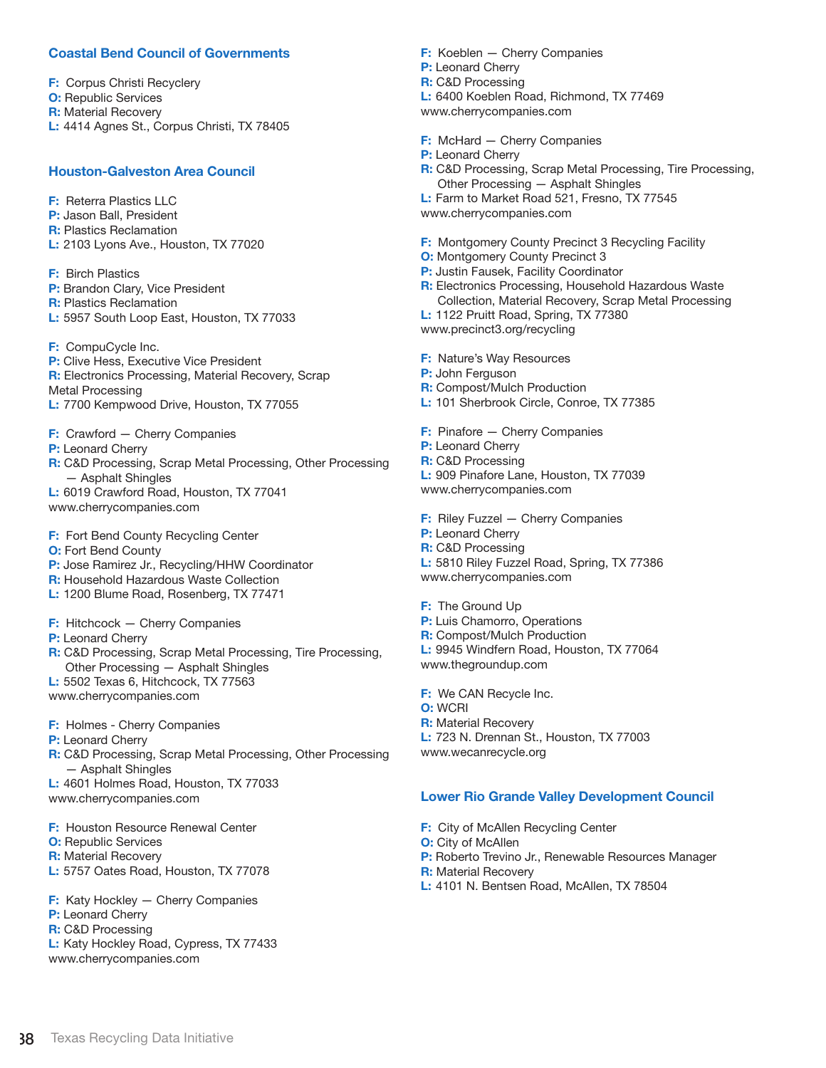### Coastal Bend Council of Governments

**F:** Corpus Christi Recyclery
**O:** Republic Services
**R:** Material Recovery
**L:** 4414 Agnes St., Corpus Christi, TX 78405

### Houston-Galveston Area Council

**F:** Reterra Plastics LLC
**P:** Jason Ball, President
**R:** Plastics Reclamation
**L:** 2103 Lyons Ave., Houston, TX 77020

**F:** Birch Plastics
**P:** Brandon Clary, Vice President
**R:** Plastics Reclamation
**L:** 5957 South Loop East, Houston, TX 77033

**F:** CompuCycle Inc.
**P:** Clive Hess, Executive Vice President
**R:** Electronics Processing, Material Recovery, Scrap Metal Processing
**L:** 7700 Kempwood Drive, Houston, TX 77055

**F:** Crawford — Cherry Companies
**P:** Leonard Cherry
**R:** C&D Processing, Scrap Metal Processing, Other Processing — Asphalt Shingles
**L:** 6019 Crawford Road, Houston, TX 77041
www.cherrycompanies.com

**F:** Fort Bend County Recycling Center
**O:** Fort Bend County
**P:** Jose Ramirez Jr., Recycling/HHW Coordinator
**R:** Household Hazardous Waste Collection
**L:** 1200 Blume Road, Rosenberg, TX 77471

**F:** Hitchcock — Cherry Companies
**P:** Leonard Cherry
**R:** C&D Processing, Scrap Metal Processing, Tire Processing, Other Processing — Asphalt Shingles
**L:** 5502 Texas 6, Hitchcock, TX 77563
www.cherrycompanies.com

**F:** Holmes - Cherry Companies
**P:** Leonard Cherry
**R:** C&D Processing, Scrap Metal Processing, Other Processing — Asphalt Shingles
**L:** 4601 Holmes Road, Houston, TX 77033
www.cherrycompanies.com

**F:** Houston Resource Renewal Center
**O:** Republic Services
**R:** Material Recovery
**L:** 5757 Oates Road, Houston, TX 77078

**F:** Katy Hockley — Cherry Companies
**P:** Leonard Cherry
**R:** C&D Processing
**L:** Katy Hockley Road, Cypress, TX 77433
www.cherrycompanies.com

**F:** Koeblen — Cherry Companies
**P:** Leonard Cherry
**R:** C&D Processing
**L:** 6400 Koeblen Road, Richmond, TX 77469
www.cherrycompanies.com

**F:** McHard — Cherry Companies
**P:** Leonard Cherry
**R:** C&D Processing, Scrap Metal Processing, Tire Processing, Other Processing — Asphalt Shingles
**L:** Farm to Market Road 521, Fresno, TX 77545
www.cherrycompanies.com

**F:** Montgomery County Precinct 3 Recycling Facility
**O:** Montgomery County Precinct 3
**P:** Justin Fausek, Facility Coordinator
**R:** Electronics Processing, Household Hazardous Waste Collection, Material Recovery, Scrap Metal Processing
**L:** 1122 Pruitt Road, Spring, TX 77380
www.precinct3.org/recycling

**F:** Nature's Way Resources
**P:** John Ferguson
**R:** Compost/Mulch Production
**L:** 101 Sherbrook Circle, Conroe, TX 77385

**F:** Pinafore — Cherry Companies
**P:** Leonard Cherry
**R:** C&D Processing
**L:** 909 Pinafore Lane, Houston, TX 77039
www.cherrycompanies.com

**F:** Riley Fuzzel — Cherry Companies
**P:** Leonard Cherry
**R:** C&D Processing
**L:** 5810 Riley Fuzzel Road, Spring, TX 77386
www.cherrycompanies.com

**F:** The Ground Up
**P:** Luis Chamorro, Operations
**R:** Compost/Mulch Production
**L:** 9945 Windfern Road, Houston, TX 77064
www.thegroundup.com

**F:** We CAN Recycle Inc.
**O:** WCRI
**R:** Material Recovery
**L:** 723 N. Drennan St., Houston, TX 77003
www.wecanrecycle.org

### Lower Rio Grande Valley Development Council

**F:** City of McAllen Recycling Center
**O:** City of McAllen
**P:** Roberto Trevino Jr., Renewable Resources Manager
**R:** Material Recovery
**L:** 4101 N. Bentsen Road, McAllen, TX 78504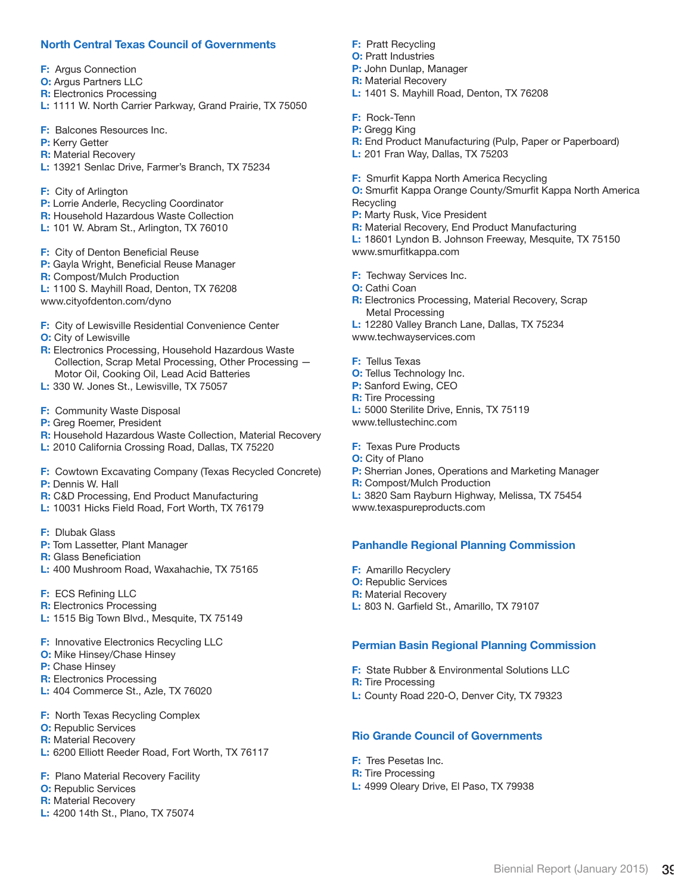## North Central Texas Council of Governments

**F:** Argus Connection
**O:** Argus Partners LLC
**R:** Electronics Processing
**L:** 1111 W. North Carrier Parkway, Grand Prairie, TX 75050

**F:** Balcones Resources Inc.
**P:** Kerry Getter
**R:** Material Recovery
**L:** 13921 Senlac Drive, Farmer's Branch, TX 75234

**F:** City of Arlington
**P:** Lorrie Anderle, Recycling Coordinator
**R:** Household Hazardous Waste Collection
**L:** 101 W. Abram St., Arlington, TX 76010

**F:** City of Denton Beneficial Reuse
**P:** Gayla Wright, Beneficial Reuse Manager
**R:** Compost/Mulch Production
**L:** 1100 S. Mayhill Road, Denton, TX 76208
www.cityofdenton.com/dyno

**F:** City of Lewisville Residential Convenience Center
**O:** City of Lewisville
**R:** Electronics Processing, Household Hazardous Waste Collection, Scrap Metal Processing, Other Processing — Motor Oil, Cooking Oil, Lead Acid Batteries
**L:** 330 W. Jones St., Lewisville, TX 75057

**F:** Community Waste Disposal
**P:** Greg Roemer, President
**R:** Household Hazardous Waste Collection, Material Recovery
**L:** 2010 California Crossing Road, Dallas, TX 75220

**F:** Cowtown Excavating Company (Texas Recycled Concrete)
**P:** Dennis W. Hall
**R:** C&D Processing, End Product Manufacturing
**L:** 10031 Hicks Field Road, Fort Worth, TX 76179

**F:** Dlubak Glass
**P:** Tom Lassetter, Plant Manager
**R:** Glass Beneficiation
**L:** 400 Mushroom Road, Waxahachie, TX 75165

**F:** ECS Refining LLC
**R:** Electronics Processing
**L:** 1515 Big Town Blvd., Mesquite, TX 75149

**F:** Innovative Electronics Recycling LLC
**O:** Mike Hinsey/Chase Hinsey
**P:** Chase Hinsey
**R:** Electronics Processing
**L:** 404 Commerce St., Azle, TX 76020

**F:** North Texas Recycling Complex
**O:** Republic Services
**R:** Material Recovery
**L:** 6200 Elliott Reeder Road, Fort Worth, TX 76117

**F:** Plano Material Recovery Facility
**O:** Republic Services
**R:** Material Recovery
**L:** 4200 14th St., Plano, TX 75074

**F:** Pratt Recycling
**O:** Pratt Industries
**P:** John Dunlap, Manager
**R:** Material Recovery
**L:** 1401 S. Mayhill Road, Denton, TX 76208

**F:** Rock-Tenn
**P:** Gregg King
**R:** End Product Manufacturing (Pulp, Paper or Paperboard)
**L:** 201 Fran Way, Dallas, TX 75203

**F:** Smurfit Kappa North America Recycling
**O:** Smurfit Kappa Orange County/Smurfit Kappa North America Recycling
**P:** Marty Rusk, Vice President
**R:** Material Recovery, End Product Manufacturing
**L:** 18601 Lyndon B. Johnson Freeway, Mesquite, TX 75150
www.smurfitkappa.com

**F:** Techway Services Inc.
**O:** Cathi Coan
**R:** Electronics Processing, Material Recovery, Scrap Metal Processing
**L:** 12280 Valley Branch Lane, Dallas, TX 75234
www.techwayservices.com

**F:** Tellus Texas
**O:** Tellus Technology Inc.
**P:** Sanford Ewing, CEO
**R:** Tire Processing
**L:** 5000 Sterilite Drive, Ennis, TX 75119
www.tellustechinc.com

**F:** Texas Pure Products
**O:** City of Plano
**P:** Sherrian Jones, Operations and Marketing Manager
**R:** Compost/Mulch Production
**L:** 3820 Sam Rayburn Highway, Melissa, TX 75454
www.texaspureproducts.com

## Panhandle Regional Planning Commission

**F:** Amarillo Recyclery
**O:** Republic Services
**R:** Material Recovery
**L:** 803 N. Garfield St., Amarillo, TX 79107

## Permian Basin Regional Planning Commission

**F:** State Rubber & Environmental Solutions LLC
**R:** Tire Processing
**L:** County Road 220-O, Denver City, TX 79323

## Rio Grande Council of Governments

**F:** Tres Pesetas Inc.
**R:** Tire Processing
**L:** 4999 Oleary Drive, El Paso, TX 79938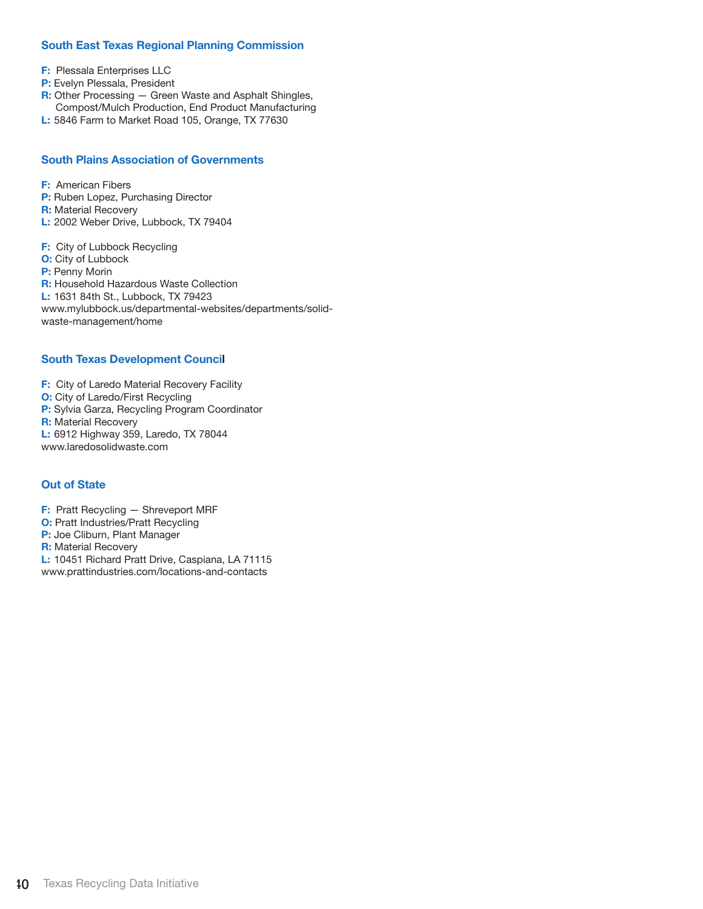### South East Texas Regional Planning Commission

**F:** Plessala Enterprises LLC
**P:** Evelyn Plessala, President
**R:** Other Processing — Green Waste and Asphalt Shingles, Compost/Mulch Production, End Product Manufacturing
**L:** 5846 Farm to Market Road 105, Orange, TX 77630

### South Plains Association of Governments

**F:** American Fibers
**P:** Ruben Lopez, Purchasing Director
**R:** Material Recovery
**L:** 2002 Weber Drive, Lubbock, TX 79404

**F:** City of Lubbock Recycling
**O:** City of Lubbock
**P:** Penny Morin
**R:** Household Hazardous Waste Collection
**L:** 1631 84th St., Lubbock, TX 79423
www.mylubbock.us/departmental-websites/departments/solid-waste-management/home

### South Texas Development Council

**F:** City of Laredo Material Recovery Facility
**O:** City of Laredo/First Recycling
**P:** Sylvia Garza, Recycling Program Coordinator
**R:** Material Recovery
**L:** 6912 Highway 359, Laredo, TX 78044
www.laredosolidwaste.com

### Out of State

**F:** Pratt Recycling — Shreveport MRF
**O:** Pratt Industries/Pratt Recycling
**P:** Joe Cliburn, Plant Manager
**R:** Material Recovery
**L:** 10451 Richard Pratt Drive, Caspiana, LA 71115
www.prattindustries.com/locations-and-contacts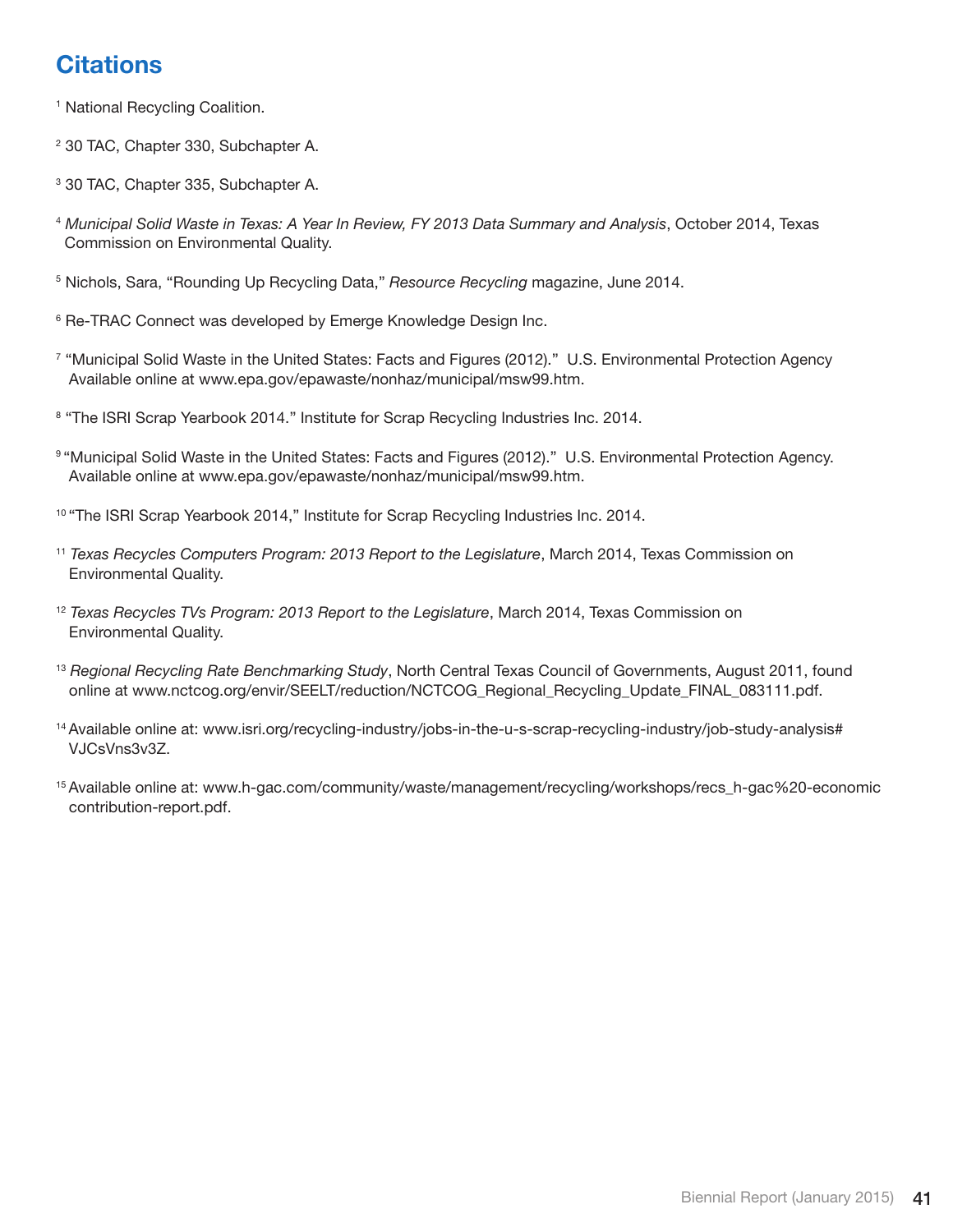# Citations

[1] National Recycling Coalition.

[2] 30 TAC, Chapter 330, Subchapter A.

[3] 30 TAC, Chapter 335, Subchapter A.

[4] *Municipal Solid Waste in Texas: A Year In Review, FY 2013 Data Summary and Analysis*, October 2014, Texas Commission on Environmental Quality.

[5] Nichols, Sara, "Rounding Up Recycling Data," *Resource Recycling* magazine, June 2014.

[6] Re-TRAC Connect was developed by Emerge Knowledge Design Inc.

[7] "Municipal Solid Waste in the United States: Facts and Figures (2012)." U.S. Environmental Protection Agency Available online at www.epa.gov/epawaste/nonhaz/municipal/msw99.htm.

[8] "The ISRI Scrap Yearbook 2014." Institute for Scrap Recycling Industries Inc. 2014.

[9] "Municipal Solid Waste in the United States: Facts and Figures (2012)." U.S. Environmental Protection Agency. Available online at www.epa.gov/epawaste/nonhaz/municipal/msw99.htm.

[10] "The ISRI Scrap Yearbook 2014," Institute for Scrap Recycling Industries Inc. 2014.

[11] *Texas Recycles Computers Program: 2013 Report to the Legislature*, March 2014, Texas Commission on Environmental Quality.

[12] *Texas Recycles TVs Program: 2013 Report to the Legislature*, March 2014, Texas Commission on Environmental Quality.

[13] *Regional Recycling Rate Benchmarking Study*, North Central Texas Council of Governments, August 2011, found online at www.nctcog.org/envir/SEELT/reduction/NCTCOG_Regional_Recycling_Update_FINAL_083111.pdf.

[14] Available online at: www.isri.org/recycling-industry/jobs-in-the-u-s-scrap-recycling-industry/job-study-analysis#VJCsVns3v3Z.

[15] Available online at: www.h-gac.com/community/waste/management/recycling/workshops/recs_h-gac%20-economic contribution-report.pdf.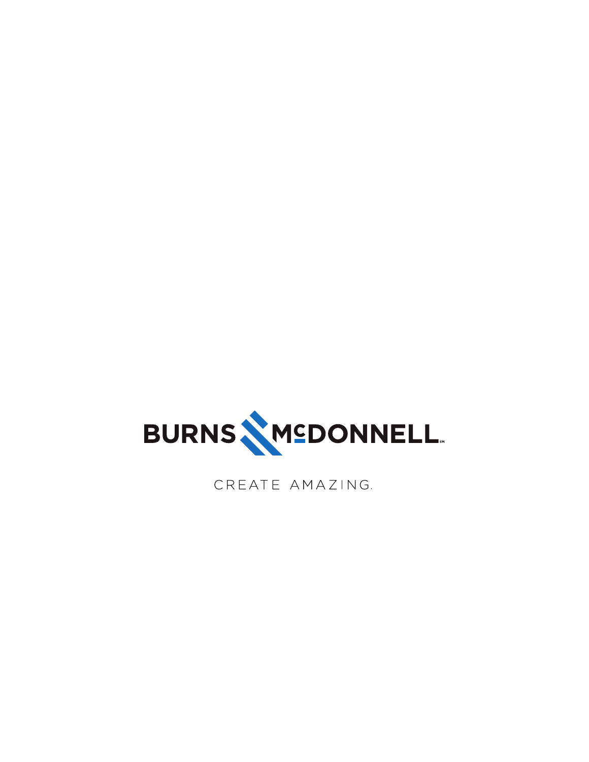BURNS McDONNELL

CREATE AMAZING.